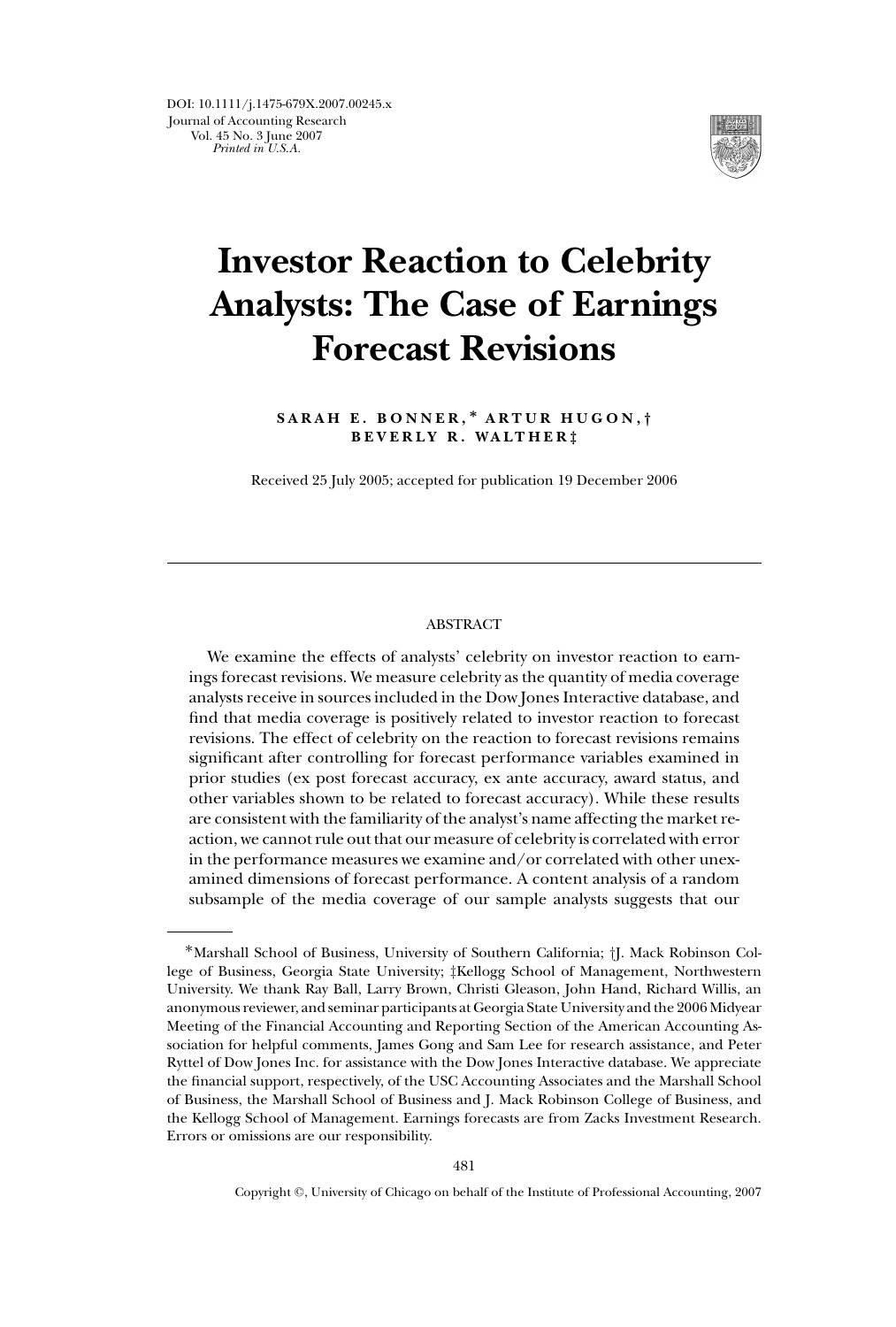DOI: 10.1111/j.1475-679X.2007.00245.x
Journal of Accounting Research
Vol. 45 No. 3 June 2007
*Printed in U.S.A.*

# Investor Reaction to Celebrity Analysts: The Case of Earnings Forecast Revisions

SARAH E. BONNER,* ARTUR HUGON,† BEVERLY R. WALTHER‡

Received 25 July 2005; accepted for publication 19 December 2006

## ABSTRACT

We examine the effects of analysts' celebrity on investor reaction to earnings forecast revisions. We measure celebrity as the quantity of media coverage analysts receive in sources included in the Dow Jones Interactive database, and find that media coverage is positively related to investor reaction to forecast revisions. The effect of celebrity on the reaction to forecast revisions remains significant after controlling for forecast performance variables examined in prior studies (ex post forecast accuracy, ex ante accuracy, award status, and other variables shown to be related to forecast accuracy). While these results are consistent with the familiarity of the analyst's name affecting the market reaction, we cannot rule out that our measure of celebrity is correlated with error in the performance measures we examine and/or correlated with other unexamined dimensions of forecast performance. A content analysis of a random subsample of the media coverage of our sample analysts suggests that our

*Marshall School of Business, University of Southern California; †J. Mack Robinson College of Business, Georgia State University; ‡Kellogg School of Management, Northwestern University. We thank Ray Ball, Larry Brown, Christi Gleason, John Hand, Richard Willis, an anonymous reviewer, and seminar participants at Georgia State University and the 2006 Midyear Meeting of the Financial Accounting and Reporting Section of the American Accounting Association for helpful comments, James Gong and Sam Lee for research assistance, and Peter Ryttel of Dow Jones Inc. for assistance with the Dow Jones Interactive database. We appreciate the financial support, respectively, of the USC Accounting Associates and the Marshall School of Business, the Marshall School of Business and J. Mack Robinson College of Business, and the Kellogg School of Management. Earnings forecasts are from Zacks Investment Research. Errors or omissions are our responsibility.

Copyright ©, University of Chicago on behalf of the Institute of Professional Accounting, 2007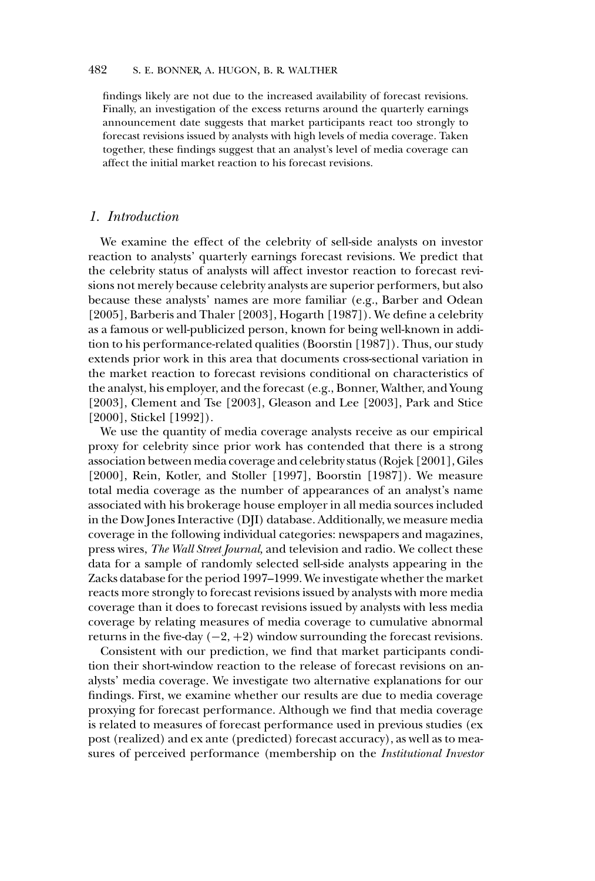findings likely are not due to the increased availability of forecast revisions. Finally, an investigation of the excess returns around the quarterly earnings announcement date suggests that market participants react too strongly to forecast revisions issued by analysts with high levels of media coverage. Taken together, these findings suggest that an analyst's level of media coverage can affect the initial market reaction to his forecast revisions.

## 1. *Introduction*

We examine the effect of the celebrity of sell-side analysts on investor reaction to analysts' quarterly earnings forecast revisions. We predict that the celebrity status of analysts will affect investor reaction to forecast revisions not merely because celebrity analysts are superior performers, but also because these analysts' names are more familiar (e.g., Barber and Odean [2005], Barberis and Thaler [2003], Hogarth [1987]). We define a celebrity as a famous or well-publicized person, known for being well-known in addition to his performance-related qualities (Boorstin [1987]). Thus, our study extends prior work in this area that documents cross-sectional variation in the market reaction to forecast revisions conditional on characteristics of the analyst, his employer, and the forecast (e.g., Bonner, Walther, and Young [2003], Clement and Tse [2003], Gleason and Lee [2003], Park and Stice [2000], Stickel [1992]).

We use the quantity of media coverage analysts receive as our empirical proxy for celebrity since prior work has contended that there is a strong association between media coverage and celebrity status (Rojek [2001], Giles [2000], Rein, Kotler, and Stoller [1997], Boorstin [1987]). We measure total media coverage as the number of appearances of an analyst's name associated with his brokerage house employer in all media sources included in the Dow Jones Interactive (DJI) database. Additionally, we measure media coverage in the following individual categories: newspapers and magazines, press wires, *The Wall Street Journal,* and television and radio. We collect these data for a sample of randomly selected sell-side analysts appearing in the Zacks database for the period 1997–1999. We investigate whether the market reacts more strongly to forecast revisions issued by analysts with more media coverage than it does to forecast revisions issued by analysts with less media coverage by relating measures of media coverage to cumulative abnormal returns in the five-day $(-2, +2)$ window surrounding the forecast revisions.

Consistent with our prediction, we find that market participants condition their short-window reaction to the release of forecast revisions on analysts' media coverage. We investigate two alternative explanations for our findings. First, we examine whether our results are due to media coverage proxying for forecast performance. Although we find that media coverage is related to measures of forecast performance used in previous studies (ex post (realized) and ex ante (predicted) forecast accuracy), as well as to measures of perceived performance (membership on the *Institutional Investor*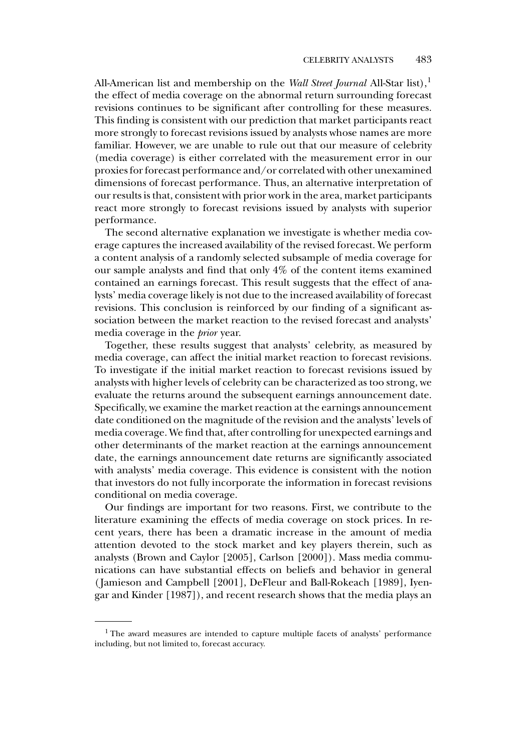All-American list and membership on the *Wall Street Journal* All-Star list),[1] the effect of media coverage on the abnormal return surrounding forecast revisions continues to be significant after controlling for these measures. This finding is consistent with our prediction that market participants react more strongly to forecast revisions issued by analysts whose names are more familiar. However, we are unable to rule out that our measure of celebrity (media coverage) is either correlated with the measurement error in our proxies for forecast performance and/or correlated with other unexamined dimensions of forecast performance. Thus, an alternative interpretation of our results is that, consistent with prior work in the area, market participants react more strongly to forecast revisions issued by analysts with superior performance.

The second alternative explanation we investigate is whether media coverage captures the increased availability of the revised forecast. We perform a content analysis of a randomly selected subsample of media coverage for our sample analysts and find that only 4% of the content items examined contained an earnings forecast. This result suggests that the effect of analysts' media coverage likely is not due to the increased availability of forecast revisions. This conclusion is reinforced by our finding of a significant association between the market reaction to the revised forecast and analysts' media coverage in the *prior* year.

Together, these results suggest that analysts' celebrity, as measured by media coverage, can affect the initial market reaction to forecast revisions. To investigate if the initial market reaction to forecast revisions issued by analysts with higher levels of celebrity can be characterized as too strong, we evaluate the returns around the subsequent earnings announcement date. Specifically, we examine the market reaction at the earnings announcement date conditioned on the magnitude of the revision and the analysts' levels of media coverage. We find that, after controlling for unexpected earnings and other determinants of the market reaction at the earnings announcement date, the earnings announcement date returns are significantly associated with analysts' media coverage. This evidence is consistent with the notion that investors do not fully incorporate the information in forecast revisions conditional on media coverage.

Our findings are important for two reasons. First, we contribute to the literature examining the effects of media coverage on stock prices. In recent years, there has been a dramatic increase in the amount of media attention devoted to the stock market and key players therein, such as analysts (Brown and Caylor [2005], Carlson [2000]). Mass media communications can have substantial effects on beliefs and behavior in general (Jamieson and Campbell [2001], DeFleur and Ball-Rokeach [1989], Iyengar and Kinder [1987]), and recent research shows that the media plays an

[1] The award measures are intended to capture multiple facets of analysts' performance including, but not limited to, forecast accuracy.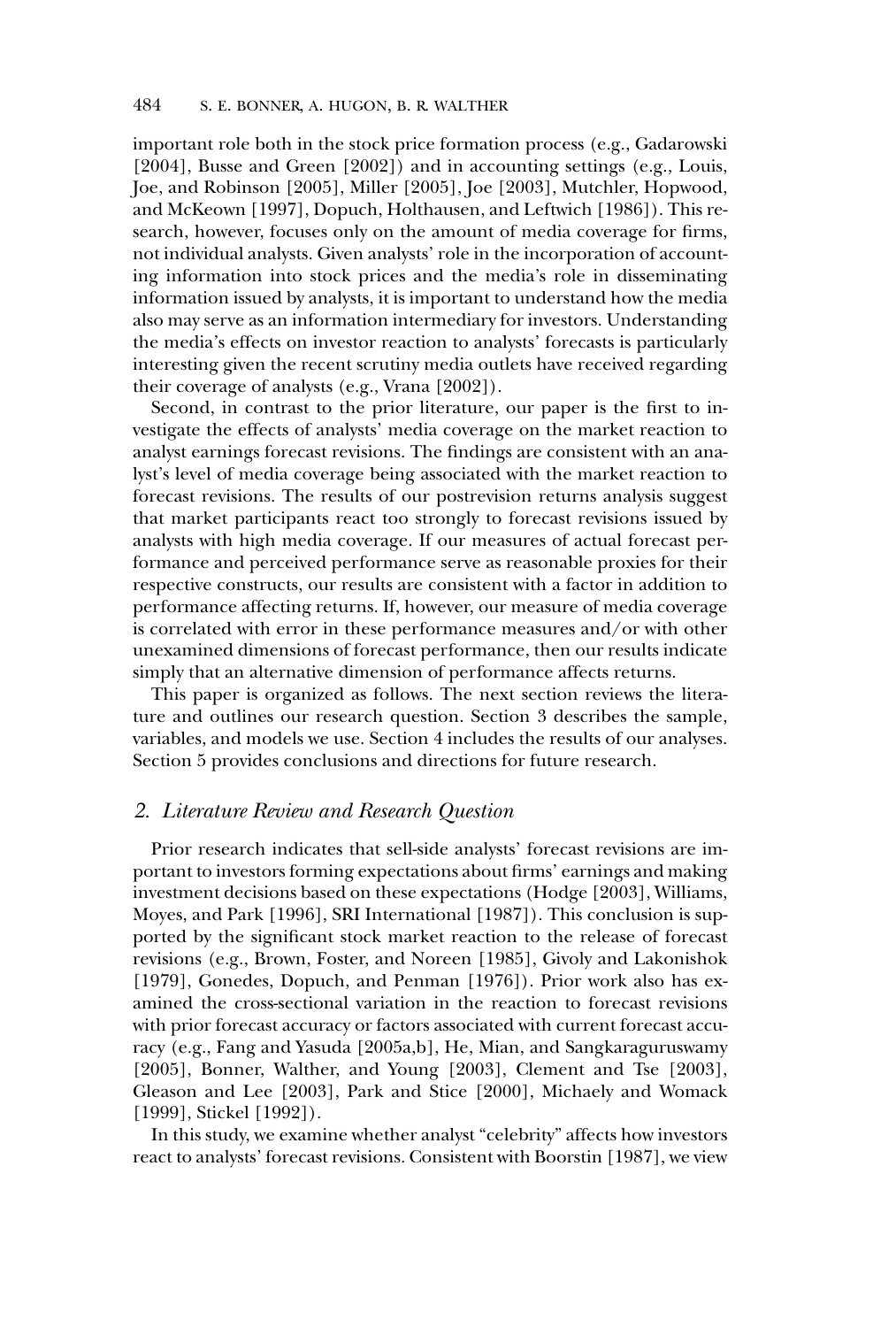important role both in the stock price formation process (e.g., Gadarowski [2004], Busse and Green [2002]) and in accounting settings (e.g., Louis, Joe, and Robinson [2005], Miller [2005], Joe [2003], Mutchler, Hopwood, and McKeown [1997], Dopuch, Holthausen, and Leftwich [1986]). This research, however, focuses only on the amount of media coverage for firms, not individual analysts. Given analysts' role in the incorporation of accounting information into stock prices and the media's role in disseminating information issued by analysts, it is important to understand how the media also may serve as an information intermediary for investors. Understanding the media's effects on investor reaction to analysts' forecasts is particularly interesting given the recent scrutiny media outlets have received regarding their coverage of analysts (e.g., Vrana [2002]).

Second, in contrast to the prior literature, our paper is the first to investigate the effects of analysts' media coverage on the market reaction to analyst earnings forecast revisions. The findings are consistent with an analyst's level of media coverage being associated with the market reaction to forecast revisions. The results of our postrevision returns analysis suggest that market participants react too strongly to forecast revisions issued by analysts with high media coverage. If our measures of actual forecast performance and perceived performance serve as reasonable proxies for their respective constructs, our results are consistent with a factor in addition to performance affecting returns. If, however, our measure of media coverage is correlated with error in these performance measures and/or with other unexamined dimensions of forecast performance, then our results indicate simply that an alternative dimension of performance affects returns.

This paper is organized as follows. The next section reviews the literature and outlines our research question. Section 3 describes the sample, variables, and models we use. Section 4 includes the results of our analyses. Section 5 provides conclusions and directions for future research.

## 2. *Literature Review and Research Question*

Prior research indicates that sell-side analysts' forecast revisions are important to investors forming expectations about firms' earnings and making investment decisions based on these expectations (Hodge [2003], Williams, Moyes, and Park [1996], SRI International [1987]). This conclusion is supported by the significant stock market reaction to the release of forecast revisions (e.g., Brown, Foster, and Noreen [1985], Givoly and Lakonishok [1979], Gonedes, Dopuch, and Penman [1976]). Prior work also has examined the cross-sectional variation in the reaction to forecast revisions with prior forecast accuracy or factors associated with current forecast accuracy (e.g., Fang and Yasuda [2005a,b], He, Mian, and Sangkaraguruswamy [2005], Bonner, Walther, and Young [2003], Clement and Tse [2003], Gleason and Lee [2003], Park and Stice [2000], Michaely and Womack [1999], Stickel [1992]).

In this study, we examine whether analyst "celebrity" affects how investors react to analysts' forecast revisions. Consistent with Boorstin [1987], we view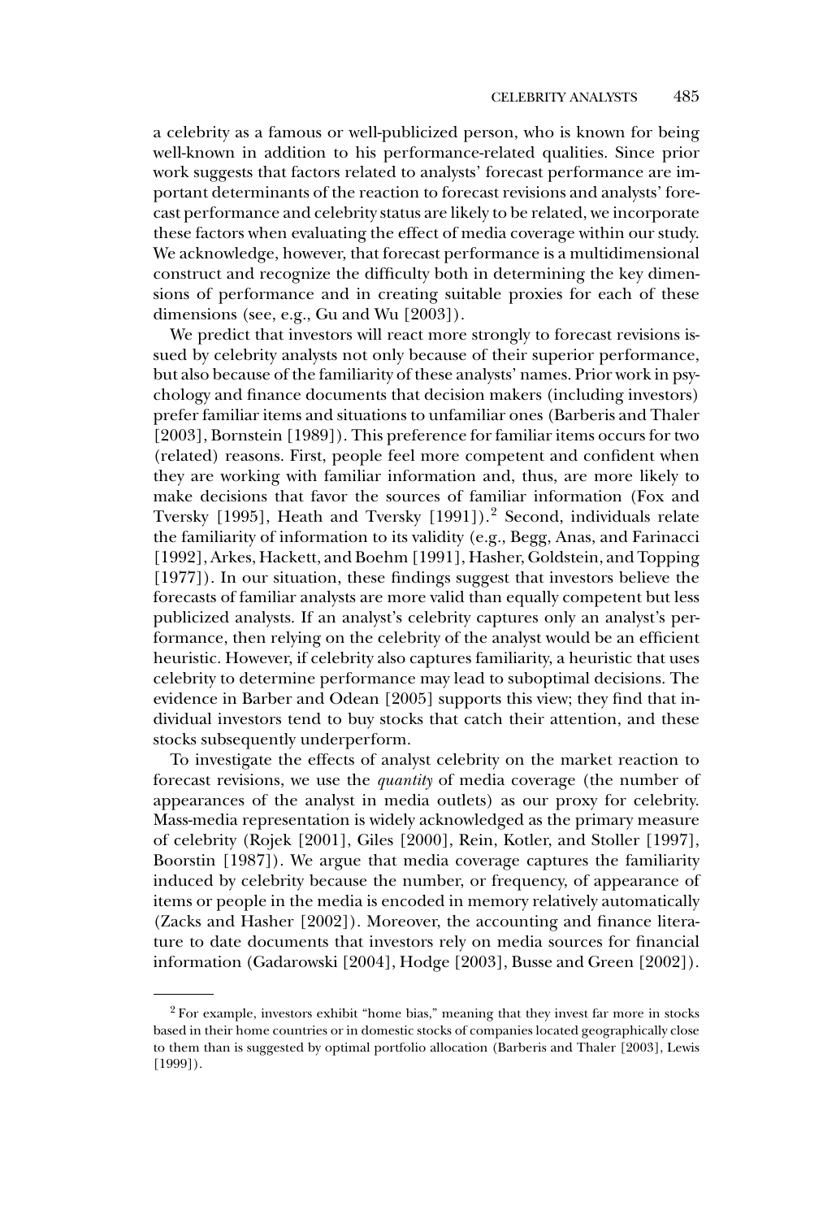a celebrity as a famous or well-publicized person, who is known for being well-known in addition to his performance-related qualities. Since prior work suggests that factors related to analysts' forecast performance are important determinants of the reaction to forecast revisions and analysts' forecast performance and celebrity status are likely to be related, we incorporate these factors when evaluating the effect of media coverage within our study. We acknowledge, however, that forecast performance is a multidimensional construct and recognize the difficulty both in determining the key dimensions of performance and in creating suitable proxies for each of these dimensions (see, e.g., Gu and Wu [2003]).

We predict that investors will react more strongly to forecast revisions issued by celebrity analysts not only because of their superior performance, but also because of the familiarity of these analysts' names. Prior work in psychology and finance documents that decision makers (including investors) prefer familiar items and situations to unfamiliar ones (Barberis and Thaler [2003], Bornstein [1989]). This preference for familiar items occurs for two (related) reasons. First, people feel more competent and confident when they are working with familiar information and, thus, are more likely to make decisions that favor the sources of familiar information (Fox and Tversky [1995], Heath and Tversky [1991]).[2] Second, individuals relate the familiarity of information to its validity (e.g., Begg, Anas, and Farinacci [1992], Arkes, Hackett, and Boehm [1991], Hasher, Goldstein, and Topping [1977]). In our situation, these findings suggest that investors believe the forecasts of familiar analysts are more valid than equally competent but less publicized analysts. If an analyst's celebrity captures only an analyst's performance, then relying on the celebrity of the analyst would be an efficient heuristic. However, if celebrity also captures familiarity, a heuristic that uses celebrity to determine performance may lead to suboptimal decisions. The evidence in Barber and Odean [2005] supports this view; they find that individual investors tend to buy stocks that catch their attention, and these stocks subsequently underperform.

To investigate the effects of analyst celebrity on the market reaction to forecast revisions, we use the *quantity* of media coverage (the number of appearances of the analyst in media outlets) as our proxy for celebrity. Mass-media representation is widely acknowledged as the primary measure of celebrity (Rojek [2001], Giles [2000], Rein, Kotler, and Stoller [1997], Boorstin [1987]). We argue that media coverage captures the familiarity induced by celebrity because the number, or frequency, of appearance of items or people in the media is encoded in memory relatively automatically (Zacks and Hasher [2002]). Moreover, the accounting and finance literature to date documents that investors rely on media sources for financial information (Gadarowski [2004], Hodge [2003], Busse and Green [2002]).

[2] For example, investors exhibit "home bias," meaning that they invest far more in stocks based in their home countries or in domestic stocks of companies located geographically close to them than is suggested by optimal portfolio allocation (Barberis and Thaler [2003], Lewis [1999]).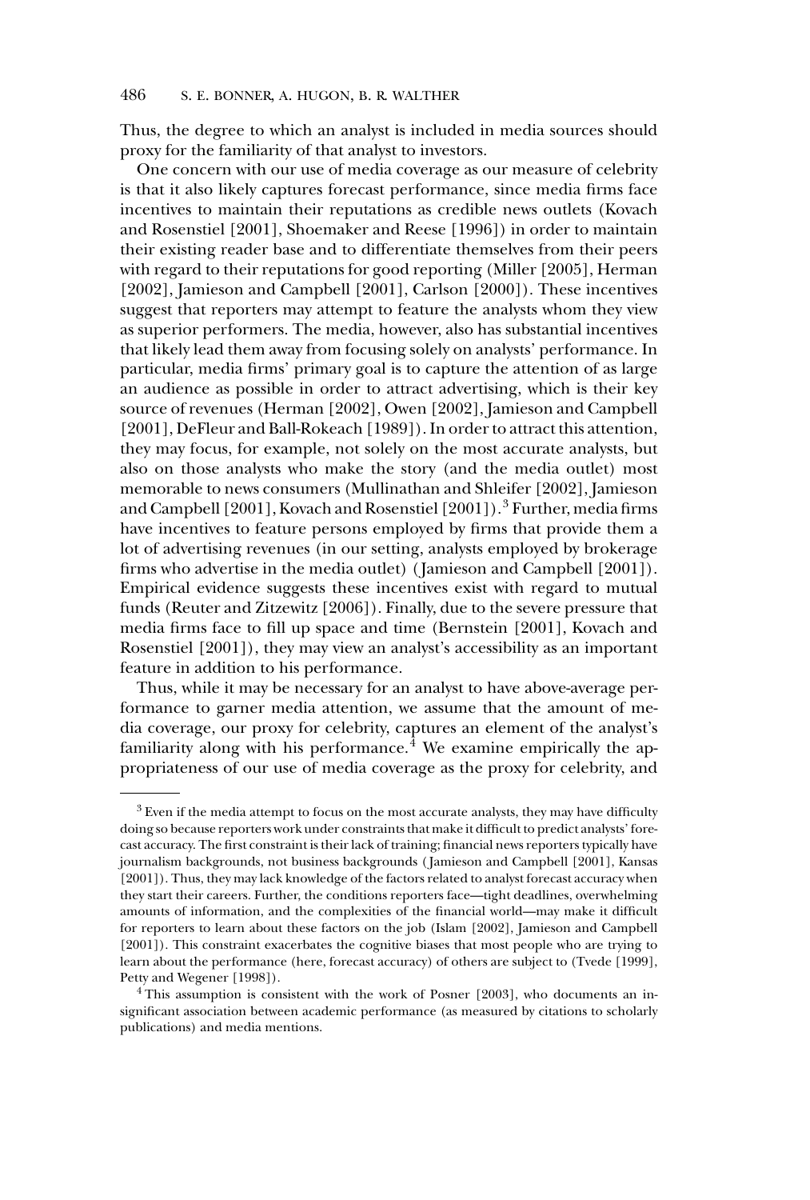Thus, the degree to which an analyst is included in media sources should proxy for the familiarity of that analyst to investors.

One concern with our use of media coverage as our measure of celebrity is that it also likely captures forecast performance, since media firms face incentives to maintain their reputations as credible news outlets (Kovach and Rosenstiel [2001], Shoemaker and Reese [1996]) in order to maintain their existing reader base and to differentiate themselves from their peers with regard to their reputations for good reporting (Miller [2005], Herman [2002], Jamieson and Campbell [2001], Carlson [2000]). These incentives suggest that reporters may attempt to feature the analysts whom they view as superior performers. The media, however, also has substantial incentives that likely lead them away from focusing solely on analysts' performance. In particular, media firms' primary goal is to capture the attention of as large an audience as possible in order to attract advertising, which is their key source of revenues (Herman [2002], Owen [2002], Jamieson and Campbell [2001], DeFleur and Ball-Rokeach [1989]). In order to attract this attention, they may focus, for example, not solely on the most accurate analysts, but also on those analysts who make the story (and the media outlet) most memorable to news consumers (Mullinathan and Shleifer [2002], Jamieson and Campbell [2001], Kovach and Rosenstiel [2001]).[3] Further, media firms have incentives to feature persons employed by firms that provide them a lot of advertising revenues (in our setting, analysts employed by brokerage firms who advertise in the media outlet) (Jamieson and Campbell [2001]). Empirical evidence suggests these incentives exist with regard to mutual funds (Reuter and Zitzewitz [2006]). Finally, due to the severe pressure that media firms face to fill up space and time (Bernstein [2001], Kovach and Rosenstiel [2001]), they may view an analyst's accessibility as an important feature in addition to his performance.

Thus, while it may be necessary for an analyst to have above-average performance to garner media attention, we assume that the amount of media coverage, our proxy for celebrity, captures an element of the analyst's familiarity along with his performance.[4] We examine empirically the appropriateness of our use of media coverage as the proxy for celebrity, and

---

[3] Even if the media attempt to focus on the most accurate analysts, they may have difficulty doing so because reporters work under constraints that make it difficult to predict analysts' forecast accuracy. The first constraint is their lack of training; financial news reporters typically have journalism backgrounds, not business backgrounds (Jamieson and Campbell [2001], Kansas [2001]). Thus, they may lack knowledge of the factors related to analyst forecast accuracy when they start their careers. Further, the conditions reporters face—tight deadlines, overwhelming amounts of information, and the complexities of the financial world—may make it difficult for reporters to learn about these factors on the job (Islam [2002], Jamieson and Campbell [2001]). This constraint exacerbates the cognitive biases that most people who are trying to learn about the performance (here, forecast accuracy) of others are subject to (Tvede [1999], Petty and Wegener [1998]).

[4] This assumption is consistent with the work of Posner [2003], who documents an insignificant association between academic performance (as measured by citations to scholarly publications) and media mentions.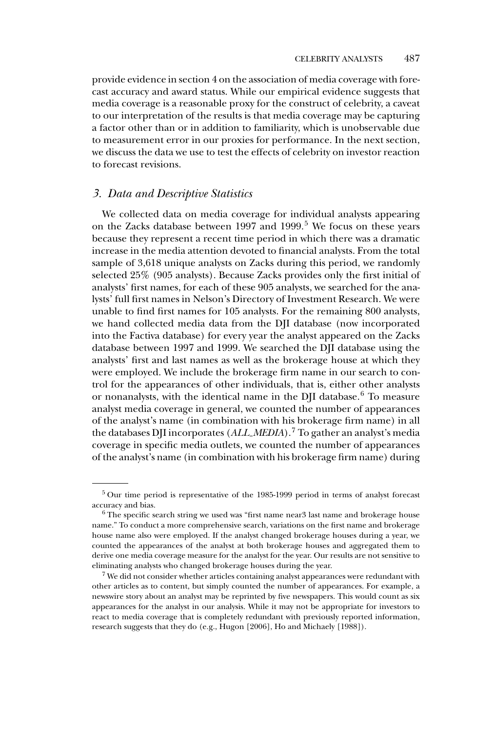provide evidence in section 4 on the association of media coverage with forecast accuracy and award status. While our empirical evidence suggests that media coverage is a reasonable proxy for the construct of celebrity, a caveat to our interpretation of the results is that media coverage may be capturing a factor other than or in addition to familiarity, which is unobservable due to measurement error in our proxies for performance. In the next section, we discuss the data we use to test the effects of celebrity on investor reaction to forecast revisions.

## 3. Data and Descriptive Statistics

We collected data on media coverage for individual analysts appearing on the Zacks database between 1997 and 1999.[5] We focus on these years because they represent a recent time period in which there was a dramatic increase in the media attention devoted to financial analysts. From the total sample of 3,618 unique analysts on Zacks during this period, we randomly selected 25% (905 analysts). Because Zacks provides only the first initial of analysts' first names, for each of these 905 analysts, we searched for the analysts' full first names in Nelson's Directory of Investment Research. We were unable to find first names for 105 analysts. For the remaining 800 analysts, we hand collected media data from the DJI database (now incorporated into the Factiva database) for every year the analyst appeared on the Zacks database between 1997 and 1999. We searched the DJI database using the analysts' first and last names as well as the brokerage house at which they were employed. We include the brokerage firm name in our search to control for the appearances of other individuals, that is, either other analysts or nonanalysts, with the identical name in the DJI database.[6] To measure analyst media coverage in general, we counted the number of appearances of the analyst's name (in combination with his brokerage firm name) in all the databases DJI incorporates (*ALL_MEDIA*).[7] To gather an analyst's media coverage in specific media outlets, we counted the number of appearances of the analyst's name (in combination with his brokerage firm name) during

---

[5] Our time period is representative of the 1985-1999 period in terms of analyst forecast accuracy and bias.

[6] The specific search string we used was "first name near3 last name and brokerage house name." To conduct a more comprehensive search, variations on the first name and brokerage house name also were employed. If the analyst changed brokerage houses during a year, we counted the appearances of the analyst at both brokerage houses and aggregated them to derive one media coverage measure for the analyst for the year. Our results are not sensitive to eliminating analysts who changed brokerage houses during the year.

[7] We did not consider whether articles containing analyst appearances were redundant with other articles as to content, but simply counted the number of appearances. For example, a newswire story about an analyst may be reprinted by five newspapers. This would count as six appearances for the analyst in our analysis. While it may not be appropriate for investors to react to media coverage that is completely redundant with previously reported information, research suggests that they do (e.g., Hugon [2006], Ho and Michaely [1988]).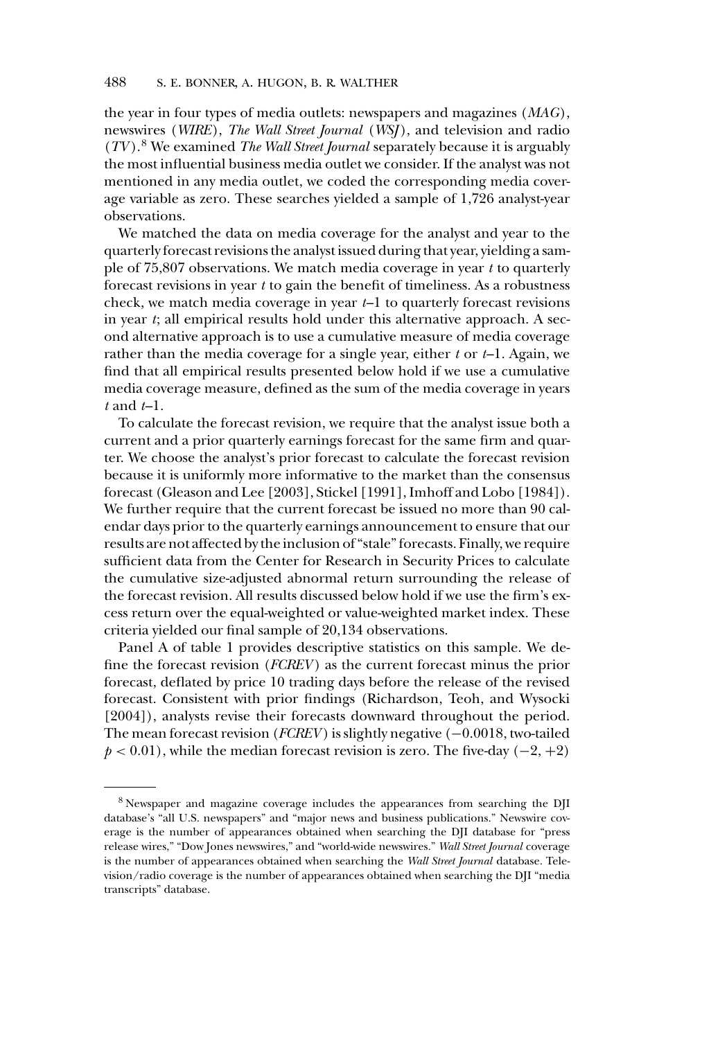the year in four types of media outlets: newspapers and magazines (*MAG*), newswires (*WIRE*), *The Wall Street Journal* (*WSJ*), and television and radio (*TV*).[8] We examined *The Wall Street Journal* separately because it is arguably the most influential business media outlet we consider. If the analyst was not mentioned in any media outlet, we coded the corresponding media coverage variable as zero. These searches yielded a sample of 1,726 analyst-year observations.

We matched the data on media coverage for the analyst and year to the quarterly forecast revisions the analyst issued during that year, yielding a sample of 75,807 observations. We match media coverage in year $t$ to quarterly forecast revisions in year $t$ to gain the benefit of timeliness. As a robustness check, we match media coverage in year $t$–1 to quarterly forecast revisions in year $t$; all empirical results hold under this alternative approach. A second alternative approach is to use a cumulative measure of media coverage rather than the media coverage for a single year, either $t$ or $t$–1. Again, we find that all empirical results presented below hold if we use a cumulative media coverage measure, defined as the sum of the media coverage in years $t$ and $t$–1.

To calculate the forecast revision, we require that the analyst issue both a current and a prior quarterly earnings forecast for the same firm and quarter. We choose the analyst's prior forecast to calculate the forecast revision because it is uniformly more informative to the market than the consensus forecast (Gleason and Lee [2003], Stickel [1991], Imhoff and Lobo [1984]). We further require that the current forecast be issued no more than 90 calendar days prior to the quarterly earnings announcement to ensure that our results are not affected by the inclusion of "stale" forecasts. Finally, we require sufficient data from the Center for Research in Security Prices to calculate the cumulative size-adjusted abnormal return surrounding the release of the forecast revision. All results discussed below hold if we use the firm's excess return over the equal-weighted or value-weighted market index. These criteria yielded our final sample of 20,134 observations.

Panel A of table 1 provides descriptive statistics on this sample. We define the forecast revision (*FCREV*) as the current forecast minus the prior forecast, deflated by price 10 trading days before the release of the revised forecast. Consistent with prior findings (Richardson, Teoh, and Wysocki [2004]), analysts revise their forecasts downward throughout the period. The mean forecast revision (*FCREV*) is slightly negative ($-0.0018$, two-tailed $p < 0.01$), while the median forecast revision is zero. The five-day ($-2, +2$)

---

[8] Newspaper and magazine coverage includes the appearances from searching the DJI database's "all U.S. newspapers" and "major news and business publications." Newswire coverage is the number of appearances obtained when searching the DJI database for "press release wires," "Dow Jones newswires," and "world-wide newswires." *Wall Street Journal* coverage is the number of appearances obtained when searching the *Wall Street Journal* database. Television/radio coverage is the number of appearances obtained when searching the DJI "media transcripts" database.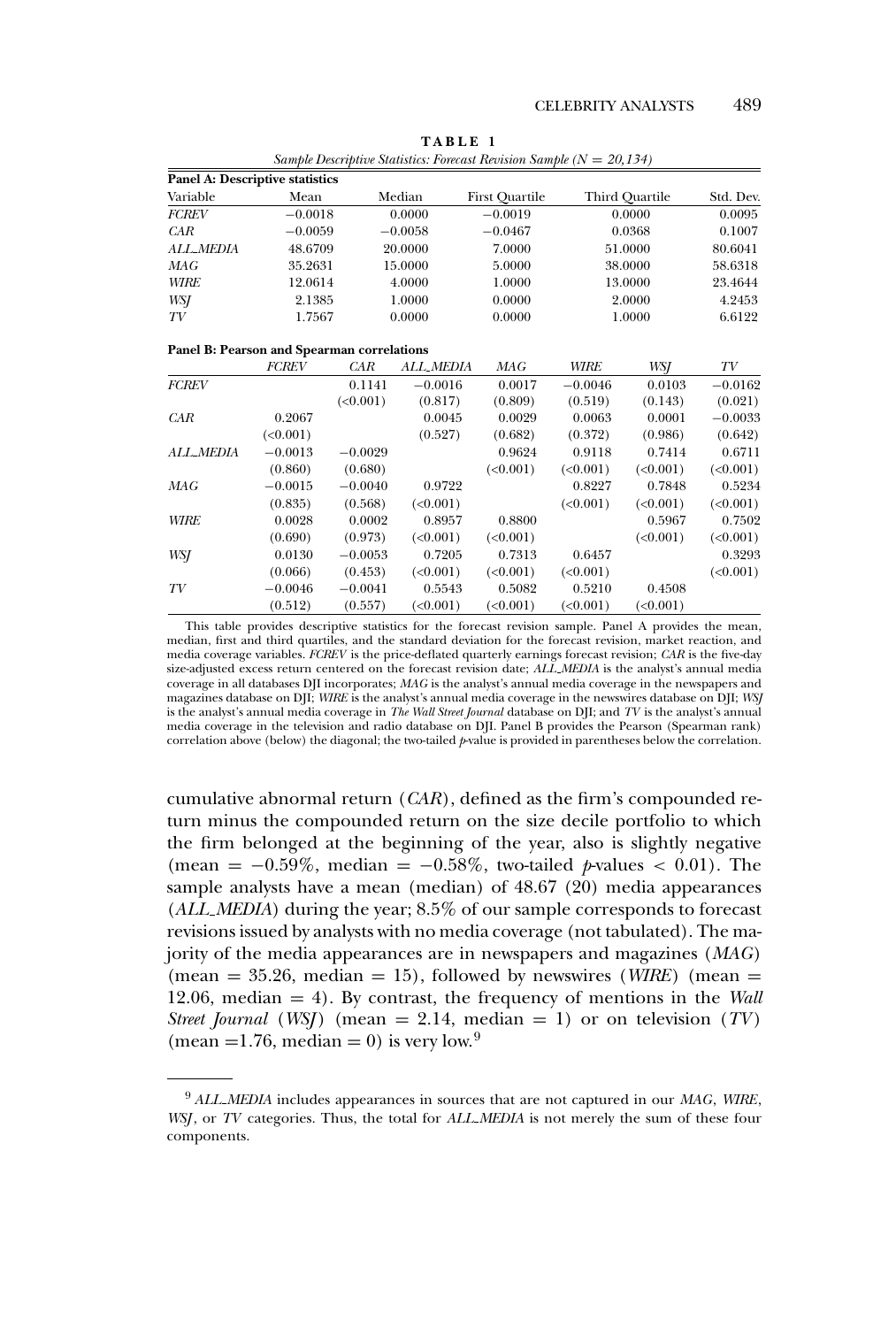**TABLE 1**

*Sample Descriptive Statistics: Forecast Revision Sample (N = 20,134)*

**Panel A: Descriptive statistics**

| Variable | Mean | Median | First Quartile | Third Quartile | Std. Dev. |
|---|---|---|---|---|---|
| *FCREV* | −0.0018 | 0.0000 | −0.0019 | 0.0000 | 0.0095 |
| *CAR* | −0.0059 | −0.0058 | −0.0467 | 0.0368 | 0.1007 |
| *ALL_MEDIA* | 48.6709 | 20.0000 | 7.0000 | 51.0000 | 80.6041 |
| *MAG* | 35.2631 | 15.0000 | 5.0000 | 38.0000 | 58.6318 |
| *WIRE* | 12.0614 | 4.0000 | 1.0000 | 13.0000 | 23.4644 |
| *WSJ* | 2.1385 | 1.0000 | 0.0000 | 2.0000 | 4.2453 |
| *TV* | 1.7567 | 0.0000 | 0.0000 | 1.0000 | 6.6122 |

**Panel B: Pearson and Spearman correlations**

| | *FCREV* | *CAR* | *ALL_MEDIA* | *MAG* | *WIRE* | *WSJ* | *TV* |
|---|---|---|---|---|---|---|---|
| *FCREV* | | 0.1141 | −0.0016 | 0.0017 | −0.0046 | 0.0103 | −0.0162 |
| | | (<0.001) | (0.817) | (0.809) | (0.519) | (0.143) | (0.021) |
| *CAR* | 0.2067 | | 0.0045 | 0.0029 | 0.0063 | 0.0001 | −0.0033 |
| | (<0.001) | | (0.527) | (0.682) | (0.372) | (0.986) | (0.642) |
| *ALL_MEDIA* | −0.0013 | −0.0029 | | 0.9624 | 0.9118 | 0.7414 | 0.6711 |
| | (0.860) | (0.680) | | (<0.001) | (<0.001) | (<0.001) | (<0.001) |
| *MAG* | −0.0015 | −0.0040 | 0.9722 | | 0.8227 | 0.7848 | 0.5234 |
| | (0.835) | (0.568) | (<0.001) | | (<0.001) | (<0.001) | (<0.001) |
| *WIRE* | 0.0028 | 0.0002 | 0.8957 | 0.8800 | | 0.5967 | 0.7502 |
| | (0.690) | (0.973) | (<0.001) | (<0.001) | | (<0.001) | (<0.001) |
| *WSJ* | 0.0130 | −0.0053 | 0.7205 | 0.7313 | 0.6457 | | 0.3293 |
| | (0.066) | (0.453) | (<0.001) | (<0.001) | (<0.001) | | (<0.001) |
| *TV* | −0.0046 | −0.0041 | 0.5543 | 0.5082 | 0.5210 | 0.4508 | |
| | (0.512) | (0.557) | (<0.001) | (<0.001) | (<0.001) | (<0.001) | |

This table provides descriptive statistics for the forecast revision sample. Panel A provides the mean, median, first and third quartiles, and the standard deviation for the forecast revision, market reaction, and media coverage variables. *FCREV* is the price-deflated quarterly earnings forecast revision; *CAR* is the five-day size-adjusted excess return centered on the forecast revision date; *ALL_MEDIA* is the analyst's annual media coverage in all databases DJI incorporates; *MAG* is the analyst's annual media coverage in the newspapers and magazines database on DJI; *WIRE* is the analyst's annual media coverage in the newswires database on DJI; *WSJ* is the analyst's annual media coverage in *The Wall Street Journal* database on DJI; and *TV* is the analyst's annual media coverage in the television and radio database on DJI. Panel B provides the Pearson (Spearman rank) correlation above (below) the diagonal; the two-tailed $p$-value is provided in parentheses below the correlation.

cumulative abnormal return (*CAR*), defined as the firm's compounded return minus the compounded return on the size decile portfolio to which the firm belonged at the beginning of the year, also is slightly negative (mean = −0.59%, median = −0.58%, two-tailed $p$-values < 0.01). The sample analysts have a mean (median) of 48.67 (20) media appearances (*ALL_MEDIA*) during the year; 8.5% of our sample corresponds to forecast revisions issued by analysts with no media coverage (not tabulated). The majority of the media appearances are in newspapers and magazines (*MAG*) (mean = 35.26, median = 15), followed by newswires (*WIRE*) (mean = 12.06, median = 4). By contrast, the frequency of mentions in the *Wall Street Journal* (*WSJ*) (mean = 2.14, median = 1) or on television (*TV*) (mean = 1.76, median = 0) is very low.[9]

[9] *ALL_MEDIA* includes appearances in sources that are not captured in our *MAG*, *WIRE*, *WSJ*, or *TV* categories. Thus, the total for *ALL_MEDIA* is not merely the sum of these four components.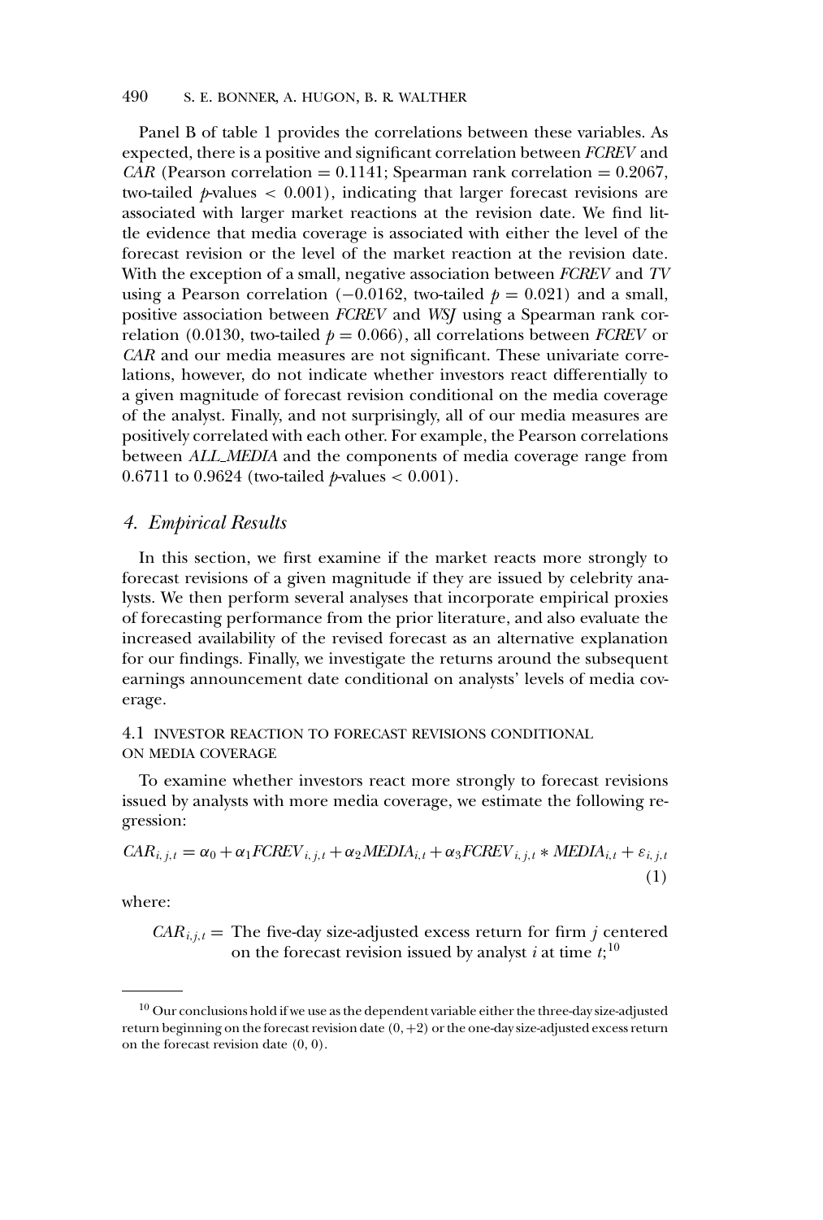Panel B of table 1 provides the correlations between these variables. As expected, there is a positive and significant correlation between *FCREV* and *CAR* (Pearson correlation = 0.1141; Spearman rank correlation = 0.2067, two-tailed $p$-values $< 0.001$), indicating that larger forecast revisions are associated with larger market reactions at the revision date. We find little evidence that media coverage is associated with either the level of the forecast revision or the level of the market reaction at the revision date. With the exception of a small, negative association between *FCREV* and *TV* using a Pearson correlation (−0.0162, two-tailed $p = 0.021$) and a small, positive association between *FCREV* and *WSJ* using a Spearman rank correlation (0.0130, two-tailed $p = 0.066$), all correlations between *FCREV* or *CAR* and our media measures are not significant. These univariate correlations, however, do not indicate whether investors react differentially to a given magnitude of forecast revision conditional on the media coverage of the analyst. Finally, and not surprisingly, all of our media measures are positively correlated with each other. For example, the Pearson correlations between *ALL_MEDIA* and the components of media coverage range from 0.6711 to 0.9624 (two-tailed $p$-values $< 0.001$).

## 4. *Empirical Results*

In this section, we first examine if the market reacts more strongly to forecast revisions of a given magnitude if they are issued by celebrity analysts. We then perform several analyses that incorporate empirical proxies of forecasting performance from the prior literature, and also evaluate the increased availability of the revised forecast as an alternative explanation for our findings. Finally, we investigate the returns around the subsequent earnings announcement date conditional on analysts' levels of media coverage.

### 4.1 INVESTOR REACTION TO FORECAST REVISIONS CONDITIONAL ON MEDIA COVERAGE

To examine whether investors react more strongly to forecast revisions issued by analysts with more media coverage, we estimate the following regression:

$$CAR_{i,j,t} = \alpha_0 + \alpha_1 FCREV_{i,j,t} + \alpha_2 MEDIA_{i,t} + \alpha_3 FCREV_{i,j,t} * MEDIA_{i,t} + \varepsilon_{i,j,t} \tag{1}$$

where:

$CAR_{i,j,t}$ = The five-day size-adjusted excess return for firm $j$ centered on the forecast revision issued by analyst $i$ at time $t$;[10]

---

[10] Our conclusions hold if we use as the dependent variable either the three-day size-adjusted return beginning on the forecast revision date $(0, +2)$ or the one-day size-adjusted excess return on the forecast revision date $(0, 0)$.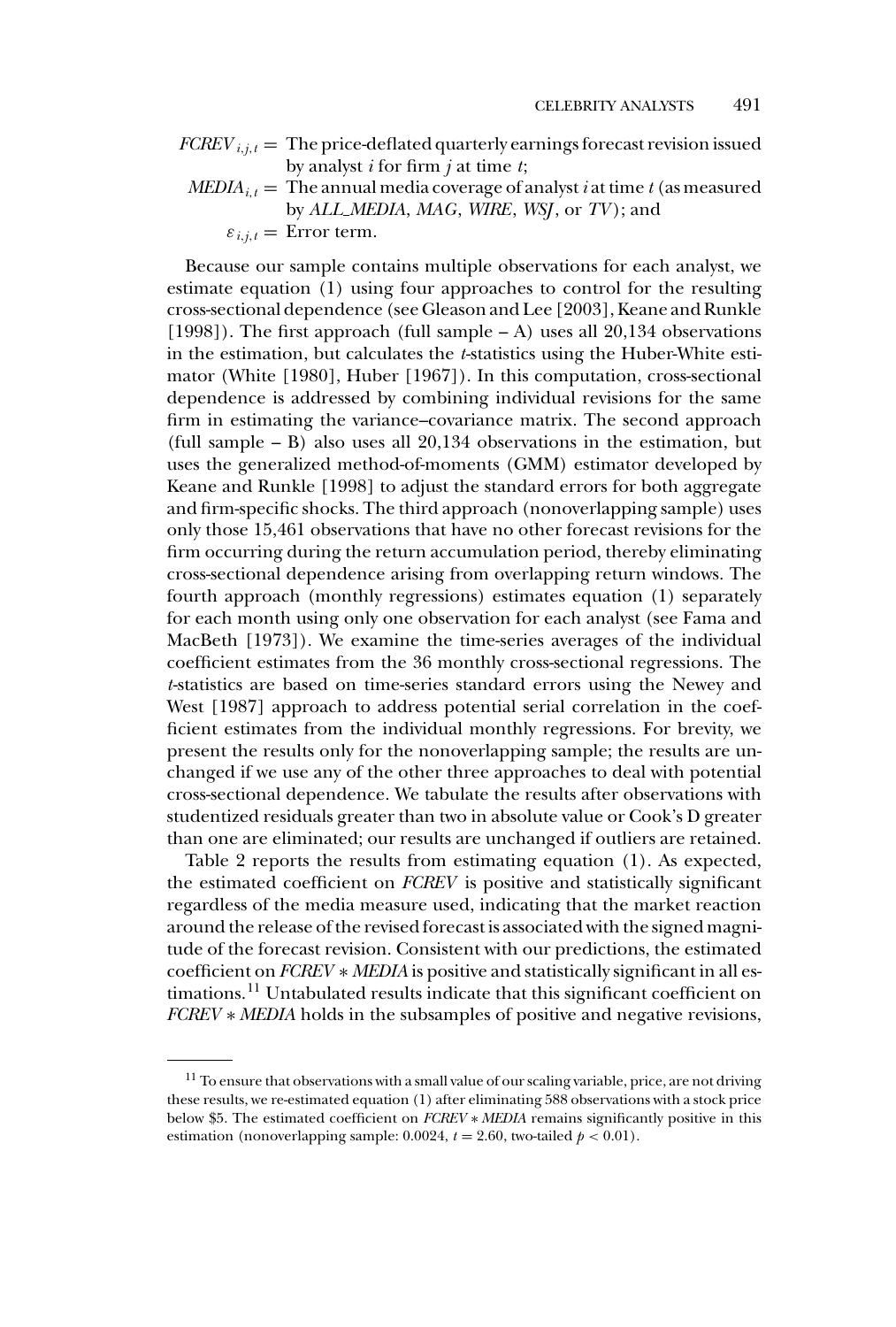$FCREV_{i,j,t}$ = The price-deflated quarterly earnings forecast revision issued by analyst $i$ for firm $j$ at time $t$;

$MEDIA_{i,t}$ = The annual media coverage of analyst $i$ at time $t$ (as measured by *ALL_MEDIA*, *MAG*, *WIRE*, *WSJ*, or *TV*); and

$\varepsilon_{i,j,t}$ = Error term.

Because our sample contains multiple observations for each analyst, we estimate equation (1) using four approaches to control for the resulting cross-sectional dependence (see Gleason and Lee [2003], Keane and Runkle [1998]). The first approach (full sample – A) uses all 20,134 observations in the estimation, but calculates the $t$-statistics using the Huber-White estimator (White [1980], Huber [1967]). In this computation, cross-sectional dependence is addressed by combining individual revisions for the same firm in estimating the variance–covariance matrix. The second approach (full sample – B) also uses all 20,134 observations in the estimation, but uses the generalized method-of-moments (GMM) estimator developed by Keane and Runkle [1998] to adjust the standard errors for both aggregate and firm-specific shocks. The third approach (nonoverlapping sample) uses only those 15,461 observations that have no other forecast revisions for the firm occurring during the return accumulation period, thereby eliminating cross-sectional dependence arising from overlapping return windows. The fourth approach (monthly regressions) estimates equation (1) separately for each month using only one observation for each analyst (see Fama and MacBeth [1973]). We examine the time-series averages of the individual coefficient estimates from the 36 monthly cross-sectional regressions. The $t$-statistics are based on time-series standard errors using the Newey and West [1987] approach to address potential serial correlation in the coefficient estimates from the individual monthly regressions. For brevity, we present the results only for the nonoverlapping sample; the results are unchanged if we use any of the other three approaches to deal with potential cross-sectional dependence. We tabulate the results after observations with studentized residuals greater than two in absolute value or Cook's D greater than one are eliminated; our results are unchanged if outliers are retained.

Table 2 reports the results from estimating equation (1). As expected, the estimated coefficient on *FCREV* is positive and statistically significant regardless of the media measure used, indicating that the market reaction around the release of the revised forecast is associated with the signed magnitude of the forecast revision. Consistent with our predictions, the estimated coefficient on *FCREV* ∗ *MEDIA* is positive and statistically significant in all estimations.[11] Untabulated results indicate that this significant coefficient on *FCREV* ∗ *MEDIA* holds in the subsamples of positive and negative revisions,

---

[11] To ensure that observations with a small value of our scaling variable, price, are not driving these results, we re-estimated equation (1) after eliminating 588 observations with a stock price below \$5. The estimated coefficient on *FCREV* ∗ *MEDIA* remains significantly positive in this estimation (nonoverlapping sample: 0.0024, $t = 2.60$, two-tailed $p < 0.01$).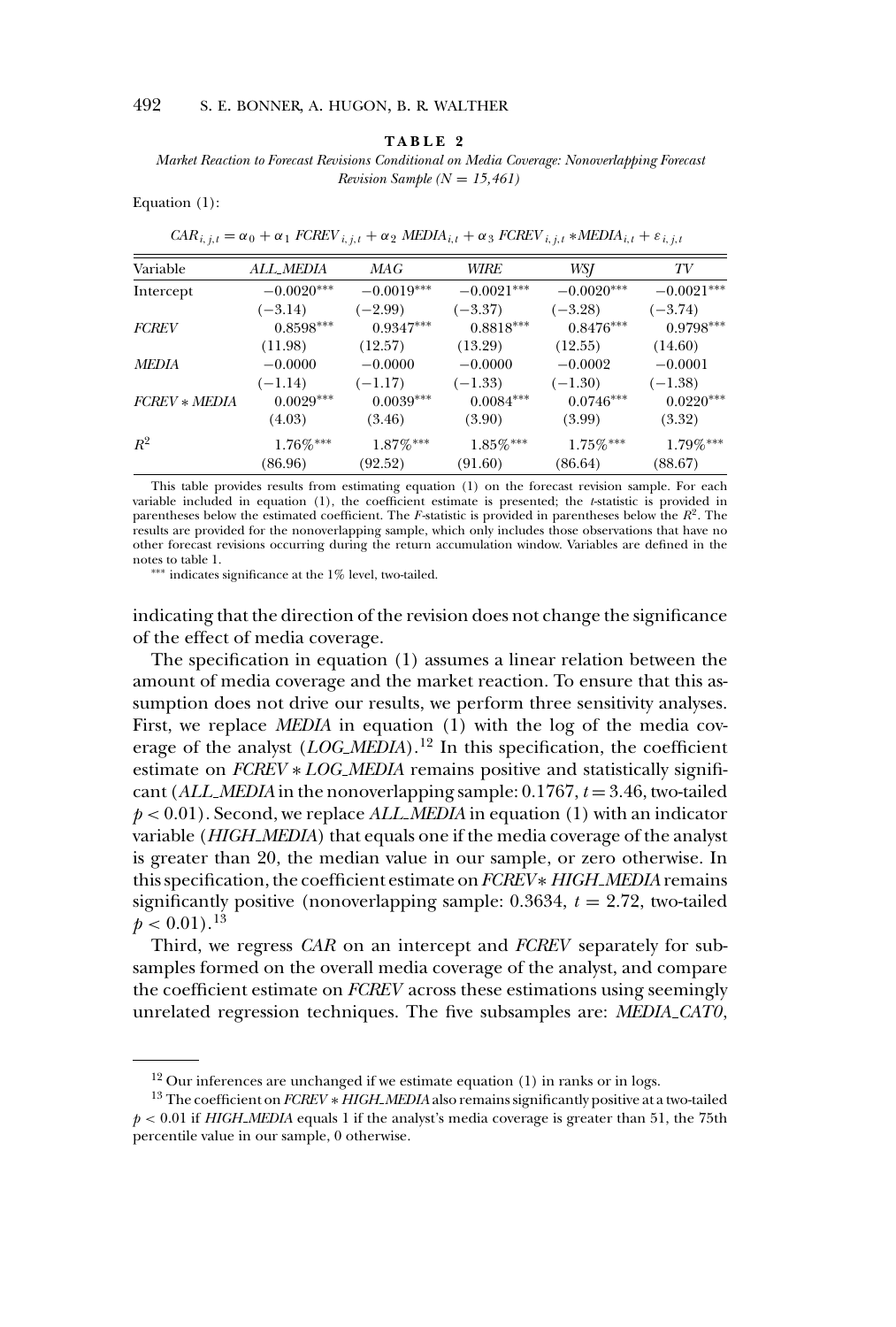**TABLE 2**

*Market Reaction to Forecast Revisions Conditional on Media Coverage: Nonoverlapping Forecast Revision Sample (N = 15,461)*

Equation (1):

$$CAR_{i,j,t} = \alpha_0 + \alpha_1\ FCREV_{i,j,t} + \alpha_2\ MEDIA_{i,t} + \alpha_3\ FCREV_{i,j,t} * MEDIA_{i,t} + \varepsilon_{i,j,t}$$

| Variable | *ALL_MEDIA* | *MAG* | *WIRE* | *WSJ* | *TV* |
|---|---|---|---|---|---|
| Intercept | −0.0020*** | −0.0019*** | −0.0021*** | −0.0020*** | −0.0021*** |
| | (−3.14) | (−2.99) | (−3.37) | (−3.28) | (−3.74) |
| *FCREV* | 0.8598*** | 0.9347*** | 0.8818*** | 0.8476*** | 0.9798*** |
| | (11.98) | (12.57) | (13.29) | (12.55) | (14.60) |
| *MEDIA* | −0.0000 | −0.0000 | −0.0000 | −0.0002 | −0.0001 |
| | (−1.14) | (−1.17) | (−1.33) | (−1.30) | (−1.38) |
| *FCREV * MEDIA* | 0.0029*** | 0.0039*** | 0.0084*** | 0.0746*** | 0.0220*** |
| | (4.03) | (3.46) | (3.90) | (3.99) | (3.32) |
| $R^2$ | 1.76%*** | 1.87%*** | 1.85%*** | 1.75%*** | 1.79%*** |
| | (86.96) | (92.52) | (91.60) | (86.64) | (88.67) |

This table provides results from estimating equation (1) on the forecast revision sample. For each variable included in equation (1), the coefficient estimate is presented; the *t*-statistic is provided in parentheses below the estimated coefficient. The *F*-statistic is provided in parentheses below the $R^2$. The results are provided for the nonoverlapping sample, which only includes those observations that have no other forecast revisions occurring during the return accumulation window. Variables are defined in the notes to table 1.

*** indicates significance at the 1% level, two-tailed.

indicating that the direction of the revision does not change the significance of the effect of media coverage.

The specification in equation (1) assumes a linear relation between the amount of media coverage and the market reaction. To ensure that this assumption does not drive our results, we perform three sensitivity analyses. First, we replace *MEDIA* in equation (1) with the log of the media coverage of the analyst (*LOG_MEDIA*).[12] In this specification, the coefficient estimate on *FCREV * LOG_MEDIA* remains positive and statistically significant (*ALL_MEDIA* in the nonoverlapping sample: 0.1767, $t = 3.46$, two-tailed $p < 0.01$). Second, we replace *ALL_MEDIA* in equation (1) with an indicator variable (*HIGH_MEDIA*) that equals one if the media coverage of the analyst is greater than 20, the median value in our sample, or zero otherwise. In this specification, the coefficient estimate on *FCREV* * HIGH_MEDIA* remains significantly positive (nonoverlapping sample: 0.3634, $t = 2.72$, two-tailed $p < 0.01$).[13]

Third, we regress *CAR* on an intercept and *FCREV* separately for subsamples formed on the overall media coverage of the analyst, and compare the coefficient estimate on *FCREV* across these estimations using seemingly unrelated regression techniques. The five subsamples are: *MEDIA_CAT0*,

[12] Our inferences are unchanged if we estimate equation (1) in ranks or in logs.

[13] The coefficient on *FCREV * HIGH_MEDIA* also remains significantly positive at a two-tailed $p < 0.01$ if *HIGH_MEDIA* equals 1 if the analyst's media coverage is greater than 51, the 75th percentile value in our sample, 0 otherwise.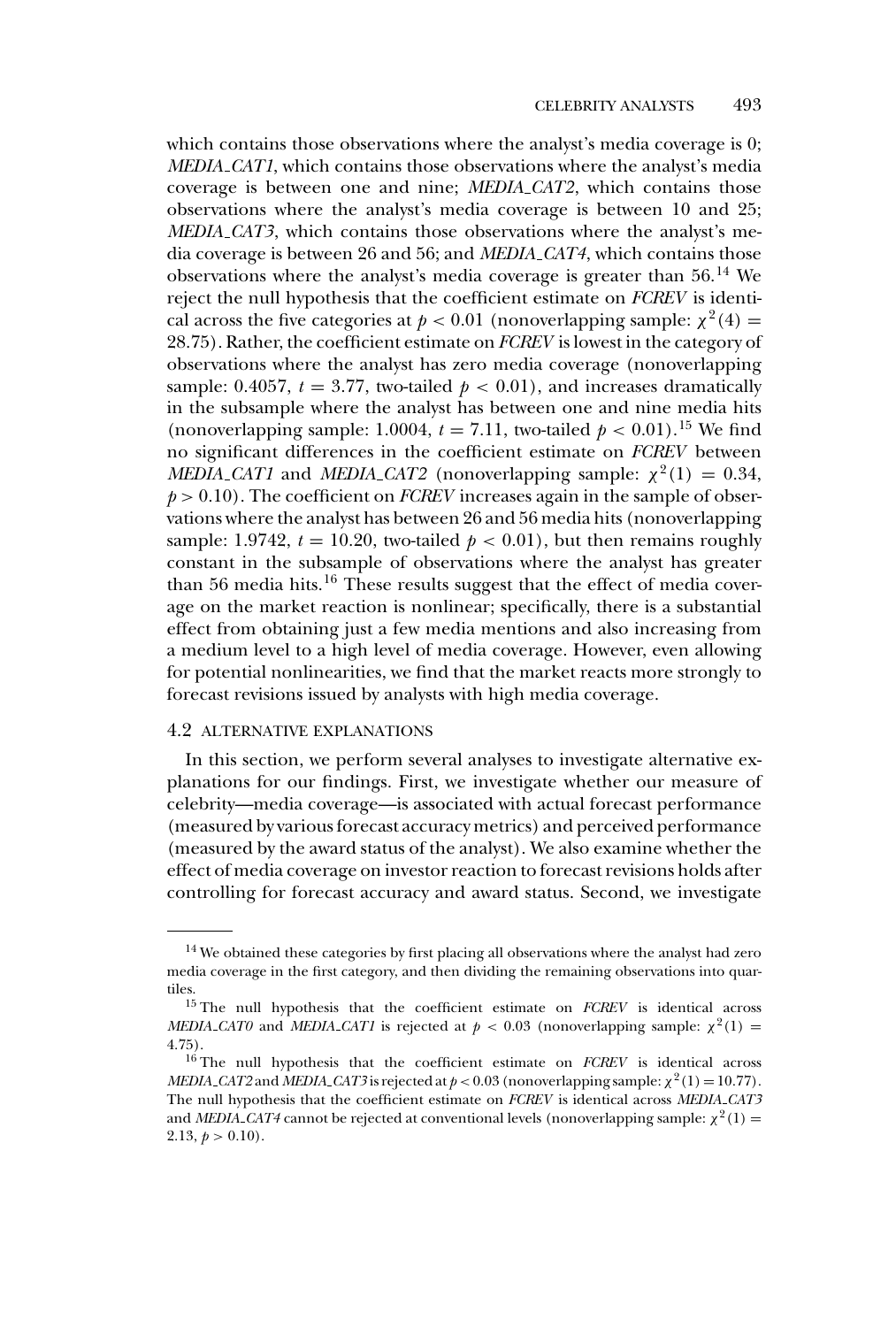which contains those observations where the analyst's media coverage is 0; *MEDIA_CAT1*, which contains those observations where the analyst's media coverage is between one and nine; *MEDIA_CAT2*, which contains those observations where the analyst's media coverage is between 10 and 25; *MEDIA_CAT3*, which contains those observations where the analyst's media coverage is between 26 and 56; and *MEDIA_CAT4*, which contains those observations where the analyst's media coverage is greater than 56.[14] We reject the null hypothesis that the coefficient estimate on *FCREV* is identical across the five categories at $p < 0.01$ (nonoverlapping sample: $\chi^2(4) = 28.75$). Rather, the coefficient estimate on *FCREV* is lowest in the category of observations where the analyst has zero media coverage (nonoverlapping sample: 0.4057, $t = 3.77$, two-tailed $p < 0.01$), and increases dramatically in the subsample where the analyst has between one and nine media hits (nonoverlapping sample: 1.0004, $t = 7.11$, two-tailed $p < 0.01$).[15] We find no significant differences in the coefficient estimate on *FCREV* between *MEDIA_CAT1* and *MEDIA_CAT2* (nonoverlapping sample: $\chi^2(1) = 0.34$, $p > 0.10$). The coefficient on *FCREV* increases again in the sample of observations where the analyst has between 26 and 56 media hits (nonoverlapping sample: 1.9742, $t = 10.20$, two-tailed $p < 0.01$), but then remains roughly constant in the subsample of observations where the analyst has greater than 56 media hits.[16] These results suggest that the effect of media coverage on the market reaction is nonlinear; specifically, there is a substantial effect from obtaining just a few media mentions and also increasing from a medium level to a high level of media coverage. However, even allowing for potential nonlinearities, we find that the market reacts more strongly to forecast revisions issued by analysts with high media coverage.

### 4.2 ALTERNATIVE EXPLANATIONS

In this section, we perform several analyses to investigate alternative explanations for our findings. First, we investigate whether our measure of celebrity—media coverage—is associated with actual forecast performance (measured by various forecast accuracy metrics) and perceived performance (measured by the award status of the analyst). We also examine whether the effect of media coverage on investor reaction to forecast revisions holds after controlling for forecast accuracy and award status. Second, we investigate

---

[14] We obtained these categories by first placing all observations where the analyst had zero media coverage in the first category, and then dividing the remaining observations into quartiles.

[15] The null hypothesis that the coefficient estimate on *FCREV* is identical across *MEDIA_CAT0* and *MEDIA_CAT1* is rejected at $p < 0.03$ (nonoverlapping sample: $\chi^2(1) = 4.75$).

[16] The null hypothesis that the coefficient estimate on *FCREV* is identical across *MEDIA_CAT2* and *MEDIA_CAT3* is rejected at $p < 0.03$ (nonoverlapping sample: $\chi^2(1) = 10.77$). The null hypothesis that the coefficient estimate on *FCREV* is identical across *MEDIA_CAT3* and *MEDIA_CAT4* cannot be rejected at conventional levels (nonoverlapping sample: $\chi^2(1) = 2.13$, $p > 0.10$).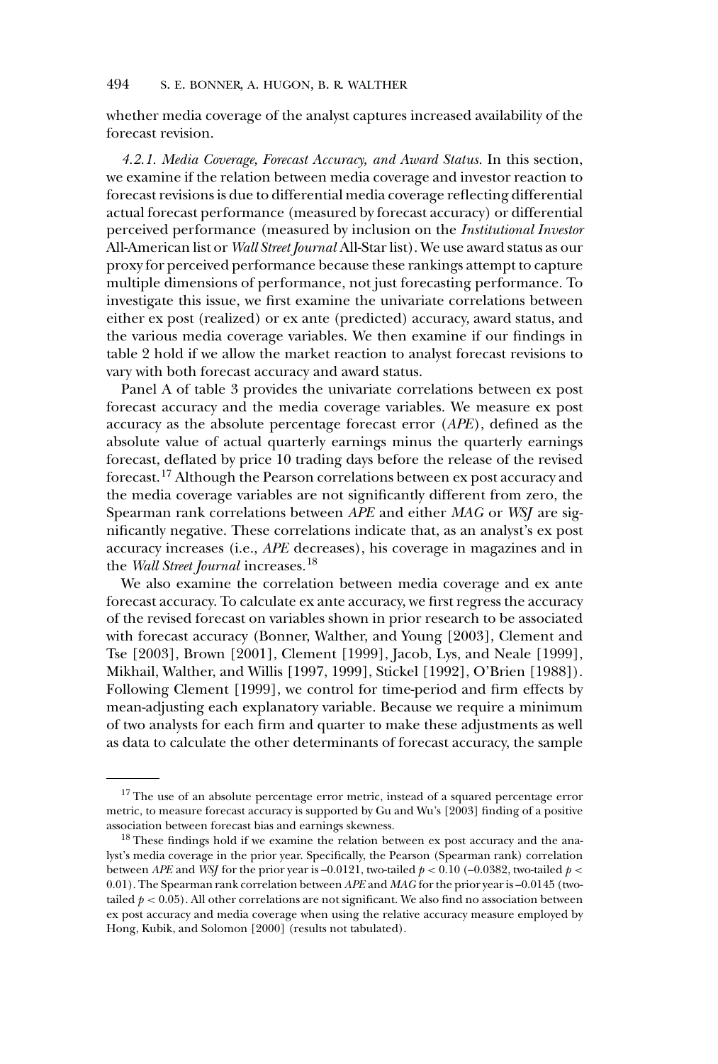whether media coverage of the analyst captures increased availability of the forecast revision.

*4.2.1. Media Coverage, Forecast Accuracy, and Award Status.* In this section, we examine if the relation between media coverage and investor reaction to forecast revisions is due to differential media coverage reflecting differential actual forecast performance (measured by forecast accuracy) or differential perceived performance (measured by inclusion on the *Institutional Investor* All-American list or *Wall Street Journal* All-Star list). We use award status as our proxy for perceived performance because these rankings attempt to capture multiple dimensions of performance, not just forecasting performance. To investigate this issue, we first examine the univariate correlations between either ex post (realized) or ex ante (predicted) accuracy, award status, and the various media coverage variables. We then examine if our findings in table 2 hold if we allow the market reaction to analyst forecast revisions to vary with both forecast accuracy and award status.

Panel A of table 3 provides the univariate correlations between ex post forecast accuracy and the media coverage variables. We measure ex post accuracy as the absolute percentage forecast error (*APE*), defined as the absolute value of actual quarterly earnings minus the quarterly earnings forecast, deflated by price 10 trading days before the release of the revised forecast.[17] Although the Pearson correlations between ex post accuracy and the media coverage variables are not significantly different from zero, the Spearman rank correlations between *APE* and either *MAG* or *WSJ* are significantly negative. These correlations indicate that, as an analyst's ex post accuracy increases (i.e., *APE* decreases), his coverage in magazines and in the *Wall Street Journal* increases.[18]

We also examine the correlation between media coverage and ex ante forecast accuracy. To calculate ex ante accuracy, we first regress the accuracy of the revised forecast on variables shown in prior research to be associated with forecast accuracy (Bonner, Walther, and Young [2003], Clement and Tse [2003], Brown [2001], Clement [1999], Jacob, Lys, and Neale [1999], Mikhail, Walther, and Willis [1997, 1999], Stickel [1992], O'Brien [1988]). Following Clement [1999], we control for time-period and firm effects by mean-adjusting each explanatory variable. Because we require a minimum of two analysts for each firm and quarter to make these adjustments as well as data to calculate the other determinants of forecast accuracy, the sample

---

[17] The use of an absolute percentage error metric, instead of a squared percentage error metric, to measure forecast accuracy is supported by Gu and Wu's [2003] finding of a positive association between forecast bias and earnings skewness.

[18] These findings hold if we examine the relation between ex post accuracy and the analyst's media coverage in the prior year. Specifically, the Pearson (Spearman rank) correlation between *APE* and *WSJ* for the prior year is –0.0121, two-tailed $p < 0.10$ (–0.0382, two-tailed $p < 0.01$). The Spearman rank correlation between *APE* and *MAG* for the prior year is –0.0145 (two-tailed $p < 0.05$). All other correlations are not significant. We also find no association between ex post accuracy and media coverage when using the relative accuracy measure employed by Hong, Kubik, and Solomon [2000] (results not tabulated).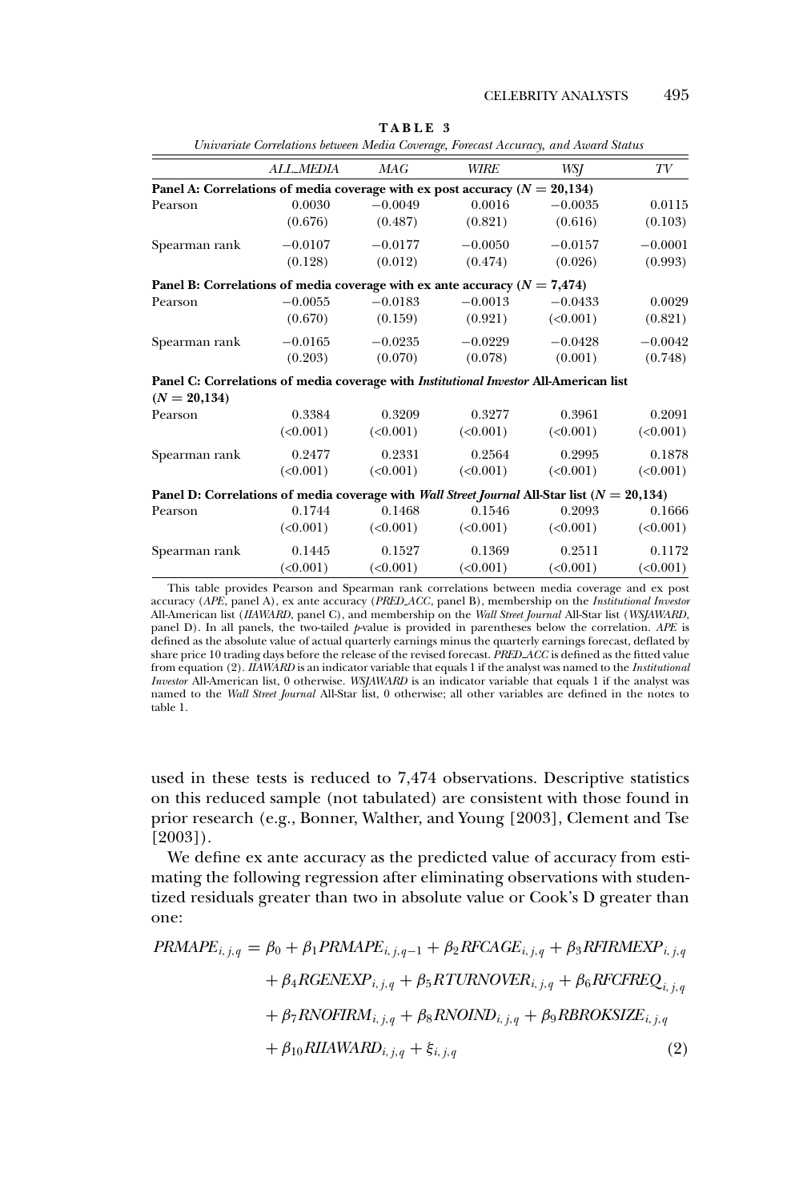**TABLE 3**

*Univariate Correlations between Media Coverage, Forecast Accuracy, and Award Status*

| | *ALL_MEDIA* | *MAG* | *WIRE* | *WSJ* | *TV* |
|---|---|---|---|---|---|
| **Panel A: Correlations of media coverage with ex post accuracy ($N = 20{,}134$)** | | | | | |
| Pearson | 0.0030 | −0.0049 | 0.0016 | −0.0035 | 0.0115 |
| | (0.676) | (0.487) | (0.821) | (0.616) | (0.103) |
| Spearman rank | −0.0107 | −0.0177 | −0.0050 | −0.0157 | −0.0001 |
| | (0.128) | (0.012) | (0.474) | (0.026) | (0.993) |
| **Panel B: Correlations of media coverage with ex ante accuracy ($N = 7{,}474$)** | | | | | |
| Pearson | −0.0055 | −0.0183 | −0.0013 | −0.0433 | 0.0029 |
| | (0.670) | (0.159) | (0.921) | (<0.001) | (0.821) |
| Spearman rank | −0.0165 | −0.0235 | −0.0229 | −0.0428 | −0.0042 |
| | (0.203) | (0.070) | (0.078) | (0.001) | (0.748) |
| **Panel C: Correlations of media coverage with *Institutional Investor* All-American list ($N = 20{,}134$)** | | | | | |
| Pearson | 0.3384 | 0.3209 | 0.3277 | 0.3961 | 0.2091 |
| | (<0.001) | (<0.001) | (<0.001) | (<0.001) | (<0.001) |
| Spearman rank | 0.2477 | 0.2331 | 0.2564 | 0.2995 | 0.1878 |
| | (<0.001) | (<0.001) | (<0.001) | (<0.001) | (<0.001) |
| **Panel D: Correlations of media coverage with *Wall Street Journal* All-Star list ($N = 20{,}134$)** | | | | | |
| Pearson | 0.1744 | 0.1468 | 0.1546 | 0.2093 | 0.1666 |
| | (<0.001) | (<0.001) | (<0.001) | (<0.001) | (<0.001) |
| Spearman rank | 0.1445 | 0.1527 | 0.1369 | 0.2511 | 0.1172 |
| | (<0.001) | (<0.001) | (<0.001) | (<0.001) | (<0.001) |

This table provides Pearson and Spearman rank correlations between media coverage and ex post accuracy (*APE*, panel A), ex ante accuracy (*PRED_ACC*, panel B), membership on the *Institutional Investor* All-American list (*IIAWARD*, panel C), and membership on the *Wall Street Journal* All-Star list (*WSJAWARD*, panel D). In all panels, the two-tailed *p*-value is provided in parentheses below the correlation. *APE* is defined as the absolute value of actual quarterly earnings minus the quarterly earnings forecast, deflated by share price 10 trading days before the release of the revised forecast. *PRED_ACC* is defined as the fitted value from equation (2). *IIAWARD* is an indicator variable that equals 1 if the analyst was named to the *Institutional Investor* All-American list, 0 otherwise. *WSJAWARD* is an indicator variable that equals 1 if the analyst was named to the *Wall Street Journal* All-Star list, 0 otherwise; all other variables are defined in the notes to table 1.

used in these tests is reduced to 7,474 observations. Descriptive statistics on this reduced sample (not tabulated) are consistent with those found in prior research (e.g., Bonner, Walther, and Young [2003], Clement and Tse [2003]).

We define ex ante accuracy as the predicted value of accuracy from estimating the following regression after eliminating observations with studentized residuals greater than two in absolute value or Cook's D greater than one:

$$
\begin{aligned}
PRMAPE_{i,j,q} = {} & \beta_0 + \beta_1 PRMAPE_{i,j,q-1} + \beta_2 RFCAGE_{i,j,q} + \beta_3 RFIRMEXP_{i,j,q} \\
& + \beta_4 RGENEXP_{i,j,q} + \beta_5 RTURNOVER_{i,j,q} + \beta_6 RFCFREQ_{i,j,q} \\
& + \beta_7 RNOFIRM_{i,j,q} + \beta_8 RNOIND_{i,j,q} + \beta_9 RBROKSIZE_{i,j,q} \\
& + \beta_{10} RIIAWARD_{i,j,q} + \xi_{i,j,q} \qquad (2)
\end{aligned}
$$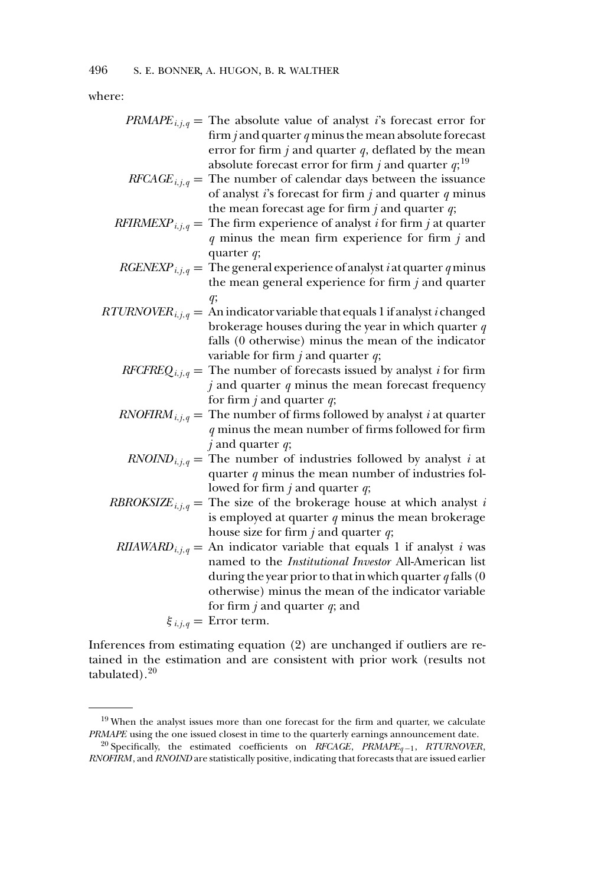where:

$PRMAPE_{i,j,q}$ = The absolute value of analyst $i$'s forecast error for firm $j$ and quarter $q$ minus the mean absolute forecast error for firm $j$ and quarter $q$, deflated by the mean absolute forecast error for firm $j$ and quarter $q$;[19]

$RFCAGE_{i,j,q}$ = The number of calendar days between the issuance of analyst $i$'s forecast for firm $j$ and quarter $q$ minus the mean forecast age for firm $j$ and quarter $q$;

$RFIRMEXP_{i,j,q}$ = The firm experience of analyst $i$ for firm $j$ at quarter $q$ minus the mean firm experience for firm $j$ and quarter $q$;

$RGENEXP_{i,j,q}$ = The general experience of analyst $i$ at quarter $q$ minus the mean general experience for firm $j$ and quarter $q$;

$RTURNOVER_{i,j,q}$ = An indicator variable that equals 1 if analyst $i$ changed brokerage houses during the year in which quarter $q$ falls (0 otherwise) minus the mean of the indicator variable for firm $j$ and quarter $q$;

$RFCFREQ_{i,j,q}$ = The number of forecasts issued by analyst $i$ for firm $j$ and quarter $q$ minus the mean forecast frequency for firm $j$ and quarter $q$;

$RNOFIRM_{i,j,q}$ = The number of firms followed by analyst $i$ at quarter $q$ minus the mean number of firms followed for firm $j$ and quarter $q$;

$RNOIND_{i,j,q}$ = The number of industries followed by analyst $i$ at quarter $q$ minus the mean number of industries followed for firm $j$ and quarter $q$;

$RBROKSIZE_{i,j,q}$ = The size of the brokerage house at which analyst $i$ is employed at quarter $q$ minus the mean brokerage house size for firm $j$ and quarter $q$;

$RIIAWARD_{i,j,q}$ = An indicator variable that equals 1 if analyst $i$ was named to the *Institutional Investor* All-American list during the year prior to that in which quarter $q$ falls (0 otherwise) minus the mean of the indicator variable for firm $j$ and quarter $q$; and

$\xi_{i,j,q}$ = Error term.

Inferences from estimating equation (2) are unchanged if outliers are retained in the estimation and are consistent with prior work (results not tabulated).[20]

[19] When the analyst issues more than one forecast for the firm and quarter, we calculate *PRMAPE* using the one issued closest in time to the quarterly earnings announcement date.

[20] Specifically, the estimated coefficients on *RFCAGE*, $PRMAPE_{q-1}$, *RTURNOVER*, *RNOFIRM*, and *RNOIND* are statistically positive, indicating that forecasts that are issued earlier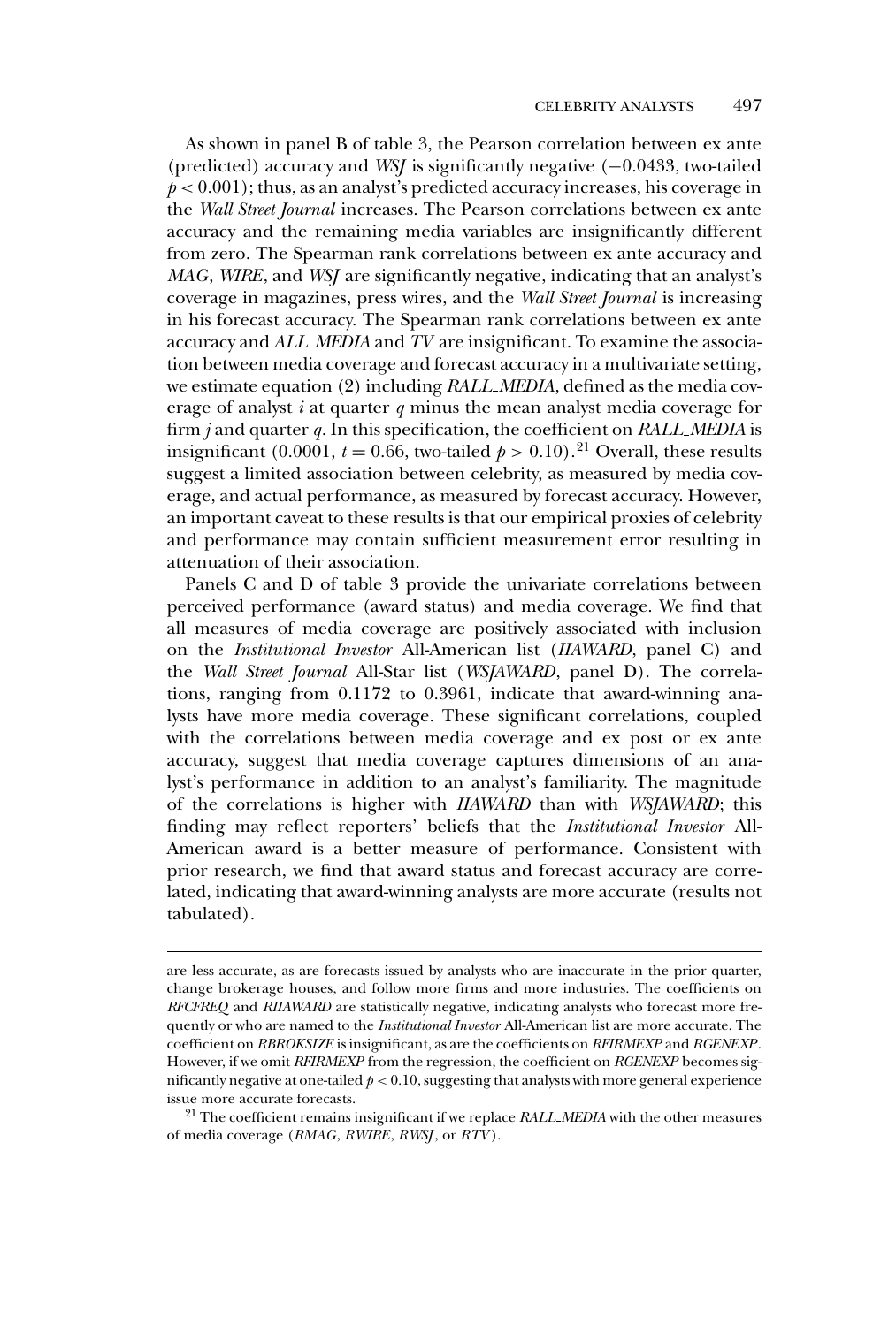As shown in panel B of table 3, the Pearson correlation between ex ante (predicted) accuracy and *WSJ* is significantly negative (−0.0433, two-tailed $p < 0.001$); thus, as an analyst's predicted accuracy increases, his coverage in the *Wall Street Journal* increases. The Pearson correlations between ex ante accuracy and the remaining media variables are insignificantly different from zero. The Spearman rank correlations between ex ante accuracy and *MAG*, *WIRE*, and *WSJ* are significantly negative, indicating that an analyst's coverage in magazines, press wires, and the *Wall Street Journal* is increasing in his forecast accuracy. The Spearman rank correlations between ex ante accuracy and *ALL_MEDIA* and *TV* are insignificant. To examine the association between media coverage and forecast accuracy in a multivariate setting, we estimate equation (2) including *RALL_MEDIA*, defined as the media coverage of analyst $i$ at quarter $q$ minus the mean analyst media coverage for firm $j$ and quarter $q$. In this specification, the coefficient on *RALL_MEDIA* is insignificant (0.0001, $t = 0.66$, two-tailed $p > 0.10$).[21] Overall, these results suggest a limited association between celebrity, as measured by media coverage, and actual performance, as measured by forecast accuracy. However, an important caveat to these results is that our empirical proxies of celebrity and performance may contain sufficient measurement error resulting in attenuation of their association.

Panels C and D of table 3 provide the univariate correlations between perceived performance (award status) and media coverage. We find that all measures of media coverage are positively associated with inclusion on the *Institutional Investor* All-American list (*IIAWARD*, panel C) and the *Wall Street Journal* All-Star list (*WSJAWARD*, panel D). The correlations, ranging from 0.1172 to 0.3961, indicate that award-winning analysts have more media coverage. These significant correlations, coupled with the correlations between media coverage and ex post or ex ante accuracy, suggest that media coverage captures dimensions of an analyst's performance in addition to an analyst's familiarity. The magnitude of the correlations is higher with *IIAWARD* than with *WSJAWARD*; this finding may reflect reporters' beliefs that the *Institutional Investor* All-American award is a better measure of performance. Consistent with prior research, we find that award status and forecast accuracy are correlated, indicating that award-winning analysts are more accurate (results not tabulated).

---

are less accurate, as are forecasts issued by analysts who are inaccurate in the prior quarter, change brokerage houses, and follow more firms and more industries. The coefficients on *RFCFREQ* and *RIIAWARD* are statistically negative, indicating analysts who forecast more frequently or who are named to the *Institutional Investor* All-American list are more accurate. The coefficient on *RBROKSIZE* is insignificant, as are the coefficients on *RFIRMEXP* and *RGENEXP*. However, if we omit *RFIRMEXP* from the regression, the coefficient on *RGENEXP* becomes significantly negative at one-tailed $p < 0.10$, suggesting that analysts with more general experience issue more accurate forecasts.

[21] The coefficient remains insignificant if we replace *RALL_MEDIA* with the other measures of media coverage (*RMAG*, *RWIRE*, *RWSJ*, or *RTV*).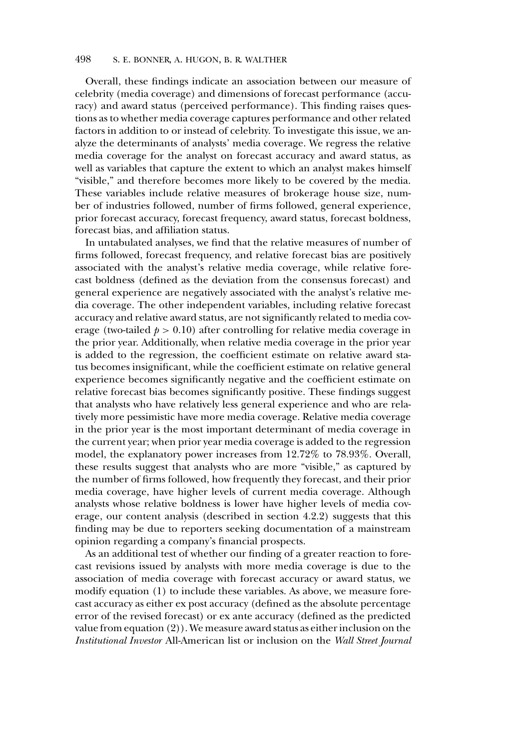Overall, these findings indicate an association between our measure of celebrity (media coverage) and dimensions of forecast performance (accuracy) and award status (perceived performance). This finding raises questions as to whether media coverage captures performance and other related factors in addition to or instead of celebrity. To investigate this issue, we analyze the determinants of analysts' media coverage. We regress the relative media coverage for the analyst on forecast accuracy and award status, as well as variables that capture the extent to which an analyst makes himself "visible," and therefore becomes more likely to be covered by the media. These variables include relative measures of brokerage house size, number of industries followed, number of firms followed, general experience, prior forecast accuracy, forecast frequency, award status, forecast boldness, forecast bias, and affiliation status.

In untabulated analyses, we find that the relative measures of number of firms followed, forecast frequency, and relative forecast bias are positively associated with the analyst's relative media coverage, while relative forecast boldness (defined as the deviation from the consensus forecast) and general experience are negatively associated with the analyst's relative media coverage. The other independent variables, including relative forecast accuracy and relative award status, are not significantly related to media coverage (two-tailed $p > 0.10$) after controlling for relative media coverage in the prior year. Additionally, when relative media coverage in the prior year is added to the regression, the coefficient estimate on relative award status becomes insignificant, while the coefficient estimate on relative general experience becomes significantly negative and the coefficient estimate on relative forecast bias becomes significantly positive. These findings suggest that analysts who have relatively less general experience and who are relatively more pessimistic have more media coverage. Relative media coverage in the prior year is the most important determinant of media coverage in the current year; when prior year media coverage is added to the regression model, the explanatory power increases from 12.72% to 78.93%. Overall, these results suggest that analysts who are more "visible," as captured by the number of firms followed, how frequently they forecast, and their prior media coverage, have higher levels of current media coverage. Although analysts whose relative boldness is lower have higher levels of media coverage, our content analysis (described in section 4.2.2) suggests that this finding may be due to reporters seeking documentation of a mainstream opinion regarding a company's financial prospects.

As an additional test of whether our finding of a greater reaction to forecast revisions issued by analysts with more media coverage is due to the association of media coverage with forecast accuracy or award status, we modify equation (1) to include these variables. As above, we measure forecast accuracy as either ex post accuracy (defined as the absolute percentage error of the revised forecast) or ex ante accuracy (defined as the predicted value from equation (2)). We measure award status as either inclusion on the *Institutional Investor* All-American list or inclusion on the *Wall Street Journal*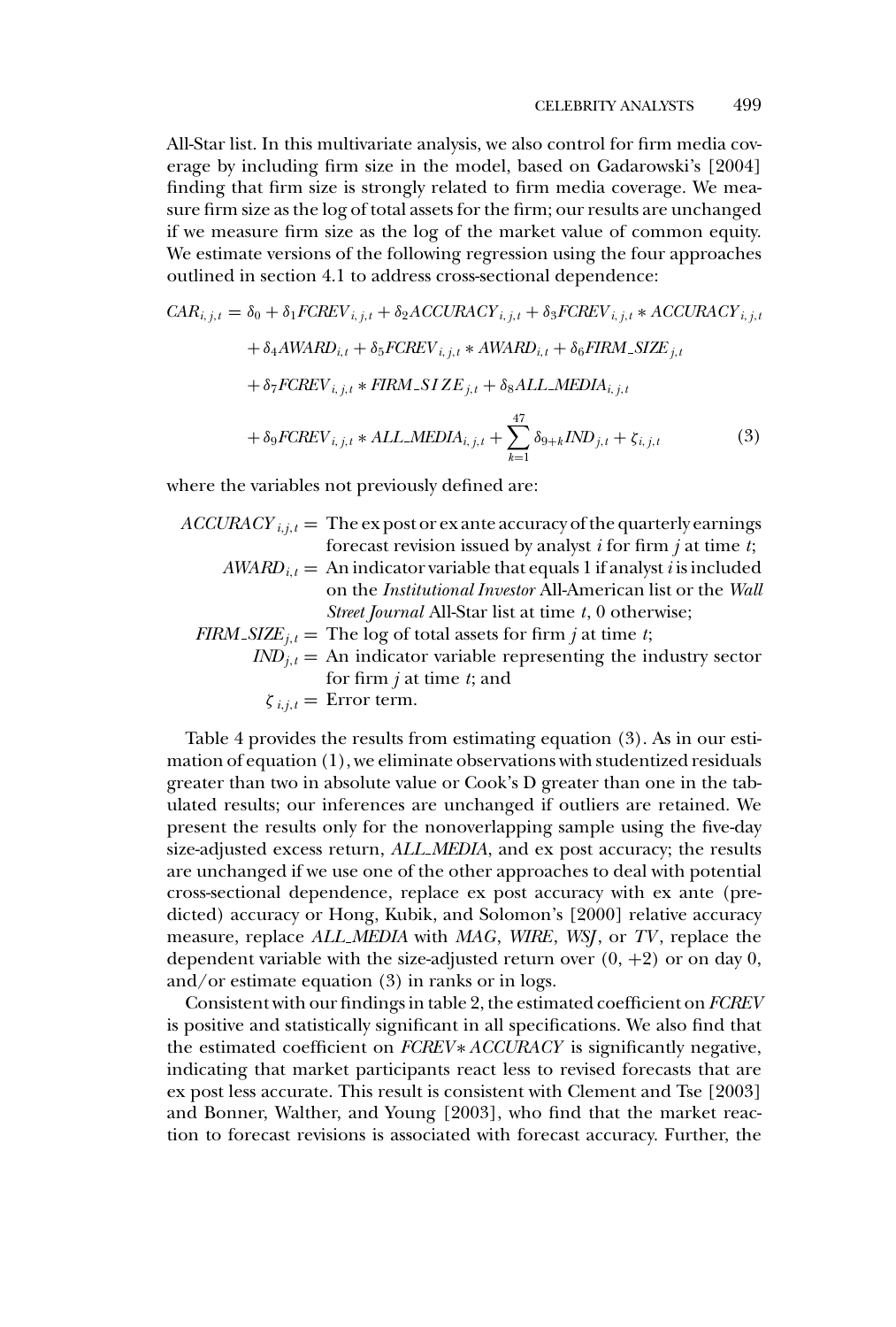All-Star list. In this multivariate analysis, we also control for firm media coverage by including firm size in the model, based on Gadarowski's [2004] finding that firm size is strongly related to firm media coverage. We measure firm size as the log of total assets for the firm; our results are unchanged if we measure firm size as the log of the market value of common equity. We estimate versions of the following regression using the four approaches outlined in section 4.1 to address cross-sectional dependence:

$$
\begin{aligned}
CAR_{i,j,t} = {} & \delta_0 + \delta_1 FCREV_{i,j,t} + \delta_2 ACCURACY_{i,j,t} + \delta_3 FCREV_{i,j,t} * ACCURACY_{i,j,t} \\
& + \delta_4 AWARD_{i,t} + \delta_5 FCREV_{i,j,t} * AWARD_{i,t} + \delta_6 FIRM\_SIZE_{j,t} \\
& + \delta_7 FCREV_{i,j,t} * FIRM\_SIZE_{j,t} + \delta_8 ALL\_MEDIA_{i,j,t} \\
& + \delta_9 FCREV_{i,j,t} * ALL\_MEDIA_{i,j,t} + \sum_{k=1}^{47} \delta_{9+k} IND_{j,t} + \zeta_{i,j,t}
\end{aligned} \tag{3}
$$

where the variables not previously defined are:

$ACCURACY_{i,j,t}$ = The ex post or ex ante accuracy of the quarterly earnings forecast revision issued by analyst $i$ for firm $j$ at time $t$;

$AWARD_{i,t}$ = An indicator variable that equals 1 if analyst $i$ is included on the *Institutional Investor* All-American list or the *Wall Street Journal* All-Star list at time $t$, 0 otherwise;

$FIRM\_SIZE_{j,t}$ = The log of total assets for firm $j$ at time $t$;

$IND_{j,t}$ = An indicator variable representing the industry sector for firm $j$ at time $t$; and

$\zeta_{i,j,t}$ = Error term.

Table 4 provides the results from estimating equation (3). As in our estimation of equation (1), we eliminate observations with studentized residuals greater than two in absolute value or Cook's D greater than one in the tabulated results; our inferences are unchanged if outliers are retained. We present the results only for the nonoverlapping sample using the five-day size-adjusted excess return, *ALL_MEDIA*, and ex post accuracy; the results are unchanged if we use one of the other approaches to deal with potential cross-sectional dependence, replace ex post accuracy with ex ante (predicted) accuracy or Hong, Kubik, and Solomon's [2000] relative accuracy measure, replace *ALL_MEDIA* with *MAG*, *WIRE*, *WSJ*, or *TV*, replace the dependent variable with the size-adjusted return over (0, +2) or on day 0, and/or estimate equation (3) in ranks or in logs.

Consistent with our findings in table 2, the estimated coefficient on *FCREV* is positive and statistically significant in all specifications. We also find that the estimated coefficient on *FCREV*∗*ACCURACY* is significantly negative, indicating that market participants react less to revised forecasts that are ex post less accurate. This result is consistent with Clement and Tse [2003] and Bonner, Walther, and Young [2003], who find that the market reaction to forecast revisions is associated with forecast accuracy. Further, the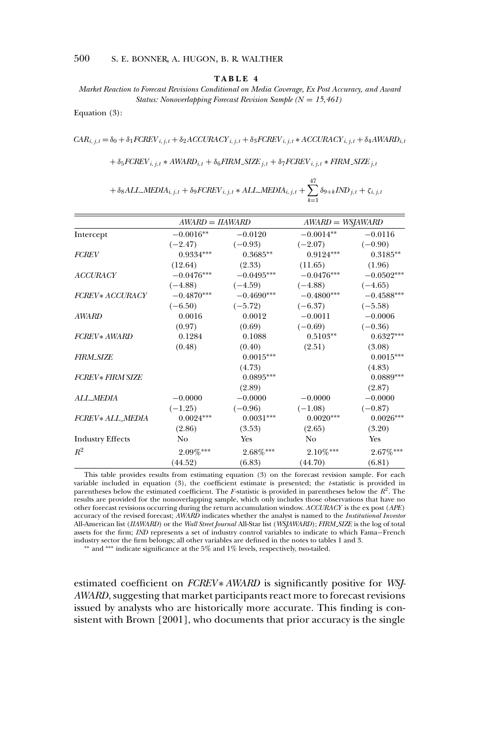**TABLE 4**

*Market Reaction to Forecast Revisions Conditional on Media Coverage, Ex Post Accuracy, and Award Status: Nonoverlapping Forecast Revision Sample (N = 15,461)*

Equation (3):

$$CAR_{i,j,t} = \delta_0 + \delta_1 FCREV_{i,j,t} + \delta_2 ACCURACY_{i,j,t} + \delta_3 FCREV_{i,j,t} * ACCURACY_{i,j,t} + \delta_4 AWARD_{i,t}$$

$$+ \delta_5 FCREV_{i,j,t} * AWARD_{i,t} + \delta_6 FIRM\_SIZE_{j,t} + \delta_7 FCREV_{i,j,t} * FIRM\_SIZE_{j,t}$$

$$+ \delta_8 ALL\_MEDIA_{i,j,t} + \delta_9 FCREV_{i,j,t} * ALL\_MEDIA_{i,j,t} + \sum_{k=1}^{47} \delta_{9+k} IND_{j,t} + \zeta_{i,j,t}$$

| | *AWARD = IIAWARD* | | *AWARD = WSJAWARD* | |
|---|---|---|---|---|
| Intercept | −0.0016** | −0.0120 | −0.0014** | −0.0116 |
| | (−2.47) | (−0.93) | (−2.07) | (−0.90) |
| *FCREV* | 0.9334*** | 0.3685** | 0.9124*** | 0.3185** |
| | (12.64) | (2.33) | (11.65) | (1.96) |
| *ACCURACY* | −0.0476*** | −0.0495*** | −0.0476*** | −0.0502*** |
| | (−4.88) | (−4.59) | (−4.88) | (−4.65) |
| *FCREV* ACCURACY* | −0.4870*** | −0.4690*** | −0.4800*** | −0.4588*** |
| | (−6.50) | (−5.72) | (−6.37) | (−5.58) |
| *AWARD* | 0.0016 | 0.0012 | −0.0011 | −0.0006 |
| | (0.97) | (0.69) | (−0.69) | (−0.36) |
| *FCREV* AWARD* | 0.1284 | 0.1088 | 0.5103** | 0.6327*** |
| | (0.48) | (0.40) | (2.51) | (3.08) |
| *FIRM_SIZE* | | 0.0015*** | | 0.0015*** |
| | | (4.73) | | (4.83) |
| *FCREV* FIRM_SIZE* | | 0.0895*** | | 0.0889*** |
| | | (2.89) | | (2.87) |
| *ALL_MEDIA* | −0.0000 | −0.0000 | −0.0000 | −0.0000 |
| | (−1.25) | (−0.96) | (−1.08) | (−0.87) |
| *FCREV* ALL_MEDIA* | 0.0024*** | 0.0031*** | 0.0020*** | 0.0026*** |
| | (2.86) | (3.53) | (2.65) | (3.20) |
| Industry Effects | No | Yes | No | Yes |
| $R^2$ | 2.09%*** | 2.68%*** | 2.10%*** | 2.67%*** |
| | (44.52) | (6.83) | (44.70) | (6.81) |

This table provides results from estimating equation (3) on the forecast revision sample. For each variable included in equation (3), the coefficient estimate is presented; the *t*-statistic is provided in parentheses below the estimated coefficient. The *F*-statistic is provided in parentheses below the $R^2$. The results are provided for the nonoverlapping sample, which only includes those observations that have no other forecast revisions occurring during the return accumulation window. *ACCURACY* is the ex post (*APE*) accuracy of the revised forecast; *AWARD* indicates whether the analyst is named to the *Institutional Investor* All-American list (*IIAWARD*) or the *Wall Street Journal* All-Star list (*WSJAWARD*); *FIRM_SIZE* is the log of total assets for the firm; *IND* represents a set of industry control variables to indicate to which Fama−French industry sector the firm belongs; all other variables are defined in the notes to tables 1 and 3.

** and *** indicate significance at the 5% and 1% levels, respectively, two-tailed.

estimated coefficient on *FCREV* AWARD* is significantly positive for *WSJAWARD*, suggesting that market participants react more to forecast revisions issued by analysts who are historically more accurate. This finding is consistent with Brown [2001], who documents that prior accuracy is the single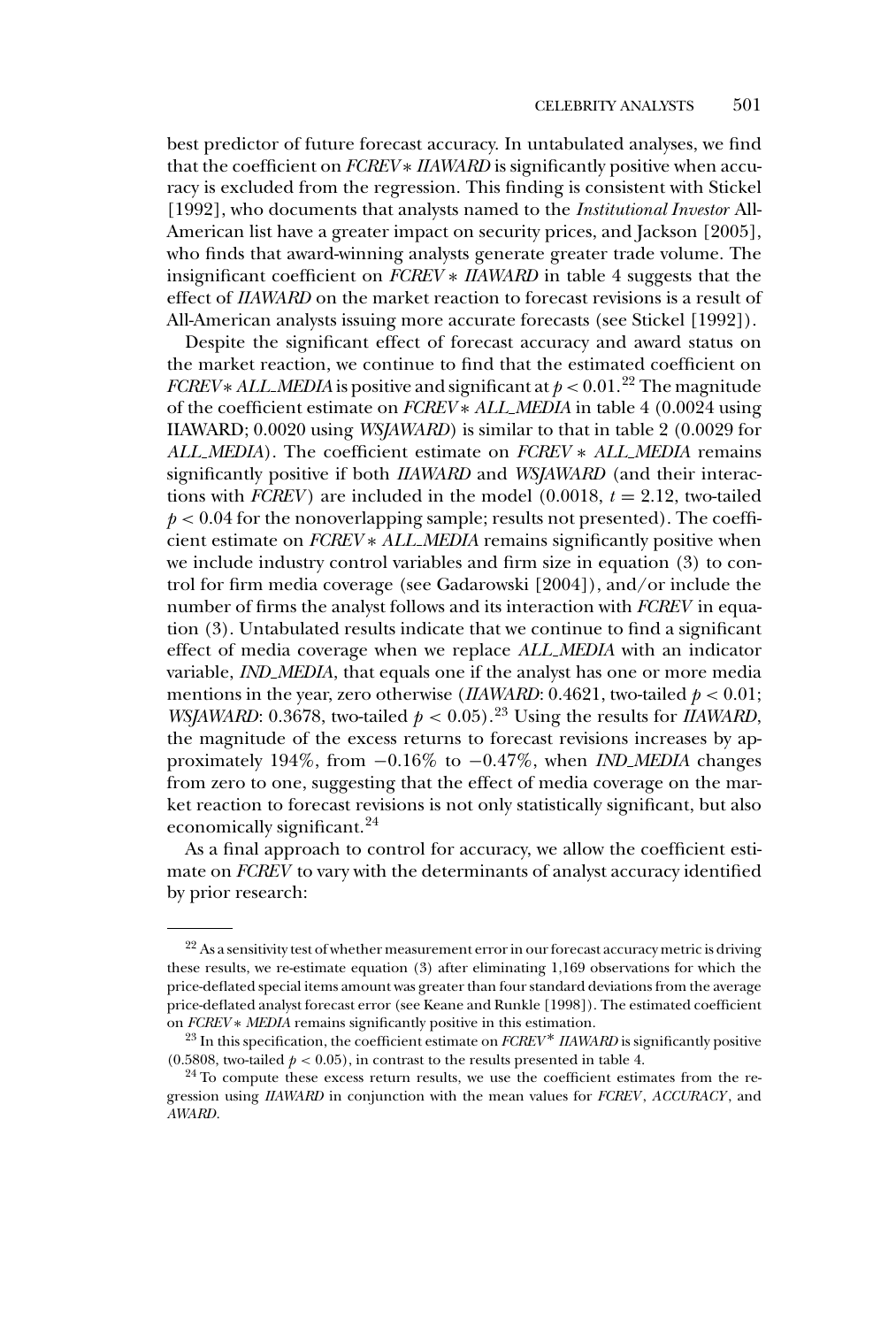best predictor of future forecast accuracy. In untabulated analyses, we find that the coefficient on *FCREV* ∗ *IIAWARD* is significantly positive when accuracy is excluded from the regression. This finding is consistent with Stickel [1992], who documents that analysts named to the *Institutional Investor* All-American list have a greater impact on security prices, and Jackson [2005], who finds that award-winning analysts generate greater trade volume. The insignificant coefficient on *FCREV* ∗ *IIAWARD* in table 4 suggests that the effect of *IIAWARD* on the market reaction to forecast revisions is a result of All-American analysts issuing more accurate forecasts (see Stickel [1992]).

Despite the significant effect of forecast accuracy and award status on the market reaction, we continue to find that the estimated coefficient on *FCREV* ∗ *ALL_MEDIA* is positive and significant at $p < 0.01$.[22] The magnitude of the coefficient estimate on *FCREV* ∗ *ALL_MEDIA* in table 4 (0.0024 using IIAWARD; 0.0020 using *WSJAWARD*) is similar to that in table 2 (0.0029 for *ALL_MEDIA*). The coefficient estimate on *FCREV* ∗ *ALL_MEDIA* remains significantly positive if both *IIAWARD* and *WSJAWARD* (and their interactions with *FCREV*) are included in the model (0.0018, $t = 2.12$, two-tailed $p < 0.04$ for the nonoverlapping sample; results not presented). The coefficient estimate on *FCREV* ∗ *ALL_MEDIA* remains significantly positive when we include industry control variables and firm size in equation (3) to control for firm media coverage (see Gadarowski [2004]), and/or include the number of firms the analyst follows and its interaction with *FCREV* in equation (3). Untabulated results indicate that we continue to find a significant effect of media coverage when we replace *ALL_MEDIA* with an indicator variable, *IND_MEDIA*, that equals one if the analyst has one or more media mentions in the year, zero otherwise (*IIAWARD*: 0.4621, two-tailed $p < 0.01$; *WSJAWARD*: 0.3678, two-tailed $p < 0.05$).[23] Using the results for *IIAWARD*, the magnitude of the excess returns to forecast revisions increases by approximately 194%, from −0.16% to −0.47%, when *IND_MEDIA* changes from zero to one, suggesting that the effect of media coverage on the market reaction to forecast revisions is not only statistically significant, but also economically significant.[24]

As a final approach to control for accuracy, we allow the coefficient estimate on *FCREV* to vary with the determinants of analyst accuracy identified by prior research:

---

[22] As a sensitivity test of whether measurement error in our forecast accuracy metric is driving these results, we re-estimate equation (3) after eliminating 1,169 observations for which the price-deflated special items amount was greater than four standard deviations from the average price-deflated analyst forecast error (see Keane and Runkle [1998]). The estimated coefficient on *FCREV* ∗ *MEDIA* remains significantly positive in this estimation.

[23] In this specification, the coefficient estimate on *FCREV*\* *IIAWARD* is significantly positive (0.5808, two-tailed $p < 0.05$), in contrast to the results presented in table 4.

[24] To compute these excess return results, we use the coefficient estimates from the regression using *IIAWARD* in conjunction with the mean values for *FCREV*, *ACCURACY*, and *AWARD*.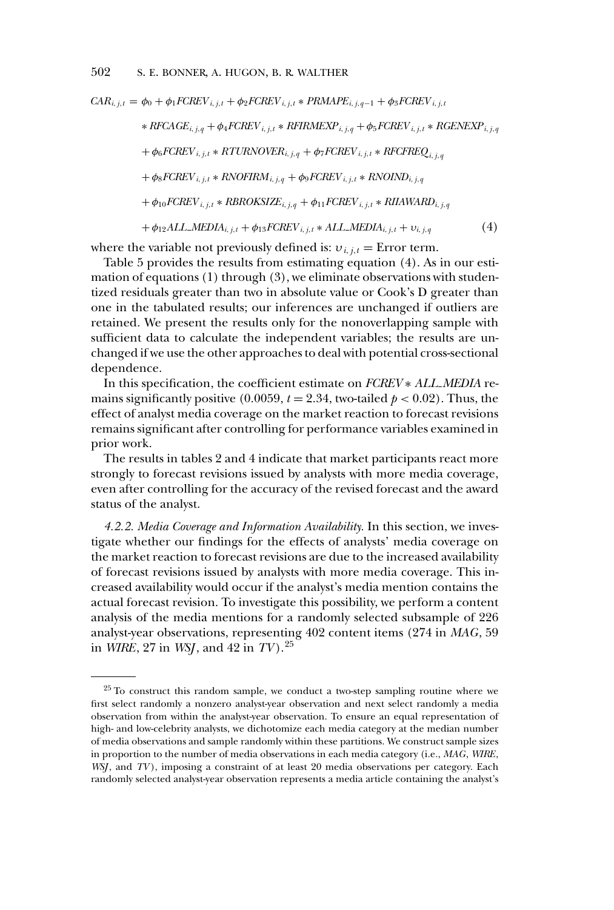$$
\begin{aligned}
CAR_{i,j,t} = {} & \phi_0 + \phi_1 FCREV_{i,j,t} + \phi_2 FCREV_{i,j,t} * PRMAPE_{i,j,q-1} + \phi_3 FCREV_{i,j,t} \\
& * RFCAGE_{i,j,q} + \phi_4 FCREV_{i,j,t} * RFIRMEXP_{i,j,q} + \phi_5 FCREV_{i,j,t} * RGENEXP_{i,j,q} \\
& + \phi_6 FCREV_{i,j,t} * RTURNOVER_{i,j,q} + \phi_7 FCREV_{i,j,t} * RFCFREQ_{i,j,q} \\
& + \phi_8 FCREV_{i,j,t} * RNOFIRM_{i,j,q} + \phi_9 FCREV_{i,j,t} * RNOIND_{i,j,q} \\
& + \phi_{10} FCREV_{i,j,t} * RBROKSIZE_{i,j,q} + \phi_{11} FCREV_{i,j,t} * RIIAWARD_{i,j,q} \\
& + \phi_{12} ALL\_MEDIA_{i,j,t} + \phi_{13} FCREV_{i,j,t} * ALL\_MEDIA_{i,j,t} + \upsilon_{i,j,q} \qquad (4)
\end{aligned}
$$

where the variable not previously defined is: $\upsilon_{i,j,t}$ = Error term.

Table 5 provides the results from estimating equation (4). As in our estimation of equations (1) through (3), we eliminate observations with studentized residuals greater than two in absolute value or Cook's D greater than one in the tabulated results; our inferences are unchanged if outliers are retained. We present the results only for the nonoverlapping sample with sufficient data to calculate the independent variables; the results are unchanged if we use the other approaches to deal with potential cross-sectional dependence.

In this specification, the coefficient estimate on *FCREV* ∗ *ALL_MEDIA* remains significantly positive (0.0059, $t = 2.34$, two-tailed $p < 0.02$). Thus, the effect of analyst media coverage on the market reaction to forecast revisions remains significant after controlling for performance variables examined in prior work.

The results in tables 2 and 4 indicate that market participants react more strongly to forecast revisions issued by analysts with more media coverage, even after controlling for the accuracy of the revised forecast and the award status of the analyst.

*4.2.2. Media Coverage and Information Availability.* In this section, we investigate whether our findings for the effects of analysts' media coverage on the market reaction to forecast revisions are due to the increased availability of forecast revisions issued by analysts with more media coverage. This increased availability would occur if the analyst's media mention contains the actual forecast revision. To investigate this possibility, we perform a content analysis of the media mentions for a randomly selected subsample of 226 analyst-year observations, representing 402 content items (274 in *MAG*, 59 in *WIRE*, 27 in *WSJ*, and 42 in *TV*).[25]

---

[25] To construct this random sample, we conduct a two-step sampling routine where we first select randomly a nonzero analyst-year observation and next select randomly a media observation from within the analyst-year observation. To ensure an equal representation of high- and low-celebrity analysts, we dichotomize each media category at the median number of media observations and sample randomly within these partitions. We construct sample sizes in proportion to the number of media observations in each media category (i.e., *MAG*, *WIRE*, *WSJ*, and *TV*), imposing a constraint of at least 20 media observations per category. Each randomly selected analyst-year observation represents a media article containing the analyst's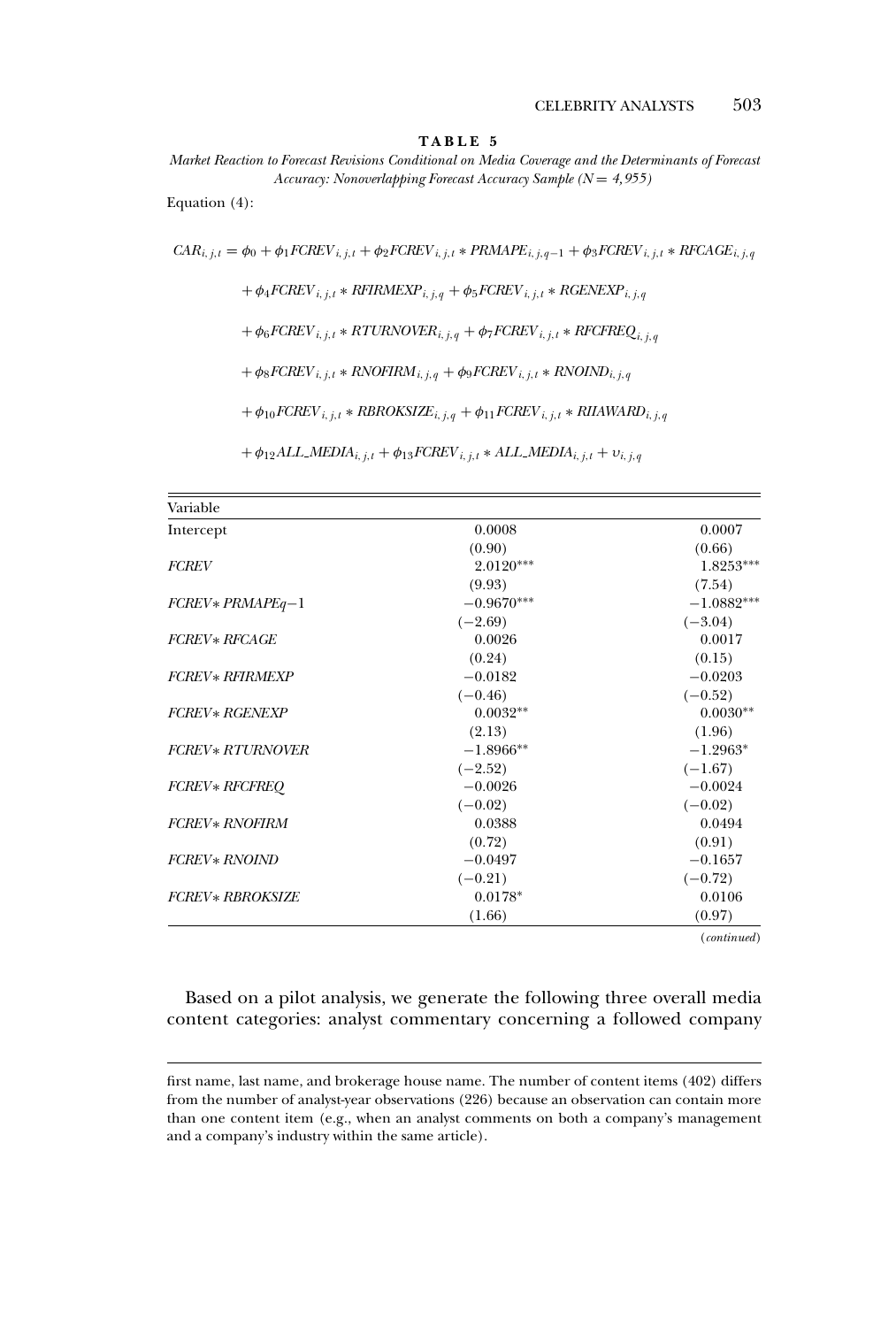**TABLE 5**

*Market Reaction to Forecast Revisions Conditional on Media Coverage and the Determinants of Forecast Accuracy: Nonoverlapping Forecast Accuracy Sample (N = 4,955)*

Equation (4):

$$CAR_{i,j,t} = \phi_0 + \phi_1 FCREV_{i,j,t} + \phi_2 FCREV_{i,j,t} * PRMAPE_{i,j,q-1} + \phi_3 FCREV_{i,j,t} * RFCAGE_{i,j,q}$$

$$+ \phi_4 FCREV_{i,j,t} * RFIRMEXP_{i,j,q} + \phi_5 FCREV_{i,j,t} * RGENEXP_{i,j,q}$$

$$+ \phi_6 FCREV_{i,j,t} * RTURNOVER_{i,j,q} + \phi_7 FCREV_{i,j,t} * RFCFREQ_{i,j,q}$$

$$+ \phi_8 FCREV_{i,j,t} * RNOFIRM_{i,j,q} + \phi_9 FCREV_{i,j,t} * RNOIND_{i,j,q}$$

$$+ \phi_{10} FCREV_{i,j,t} * RBROKSIZE_{i,j,q} + \phi_{11} FCREV_{i,j,t} * RIIAWARD_{i,j,q}$$

$$+ \phi_{12} ALL\_MEDIA_{i,j,t} + \phi_{13} FCREV_{i,j,t} * ALL\_MEDIA_{i,j,t} + \upsilon_{i,j,q}$$

| Variable | | |
|---|---|---|
| Intercept | 0.0008 | 0.0007 |
| | (0.90) | (0.66) |
| *FCREV* | 2.0120*** | 1.8253*** |
| | (9.93) | (7.54) |
| *FCREV* PRMAPEq−1* | −0.9670*** | −1.0882*** |
| | (−2.69) | (−3.04) |
| *FCREV* RFCAGE* | 0.0026 | 0.0017 |
| | (0.24) | (0.15) |
| *FCREV* RFIRMEXP* | −0.0182 | −0.0203 |
| | (−0.46) | (−0.52) |
| *FCREV* RGENEXP* | 0.0032** | 0.0030** |
| | (2.13) | (1.96) |
| *FCREV* RTURNOVER* | −1.8966** | −1.2963* |
| | (−2.52) | (−1.67) |
| *FCREV* RFCFREQ* | −0.0026 | −0.0024 |
| | (−0.02) | (−0.02) |
| *FCREV* RNOFIRM* | 0.0388 | 0.0494 |
| | (0.72) | (0.91) |
| *FCREV* RNOIND* | −0.0497 | −0.1657 |
| | (−0.21) | (−0.72) |
| *FCREV* RBROKSIZE* | 0.0178* | 0.0106 |
| | (1.66) | (0.97) |

(*continued*)

Based on a pilot analysis, we generate the following three overall media content categories: analyst commentary concerning a followed company

first name, last name, and brokerage house name. The number of content items (402) differs from the number of analyst-year observations (226) because an observation can contain more than one content item (e.g., when an analyst comments on both a company's management and a company's industry within the same article).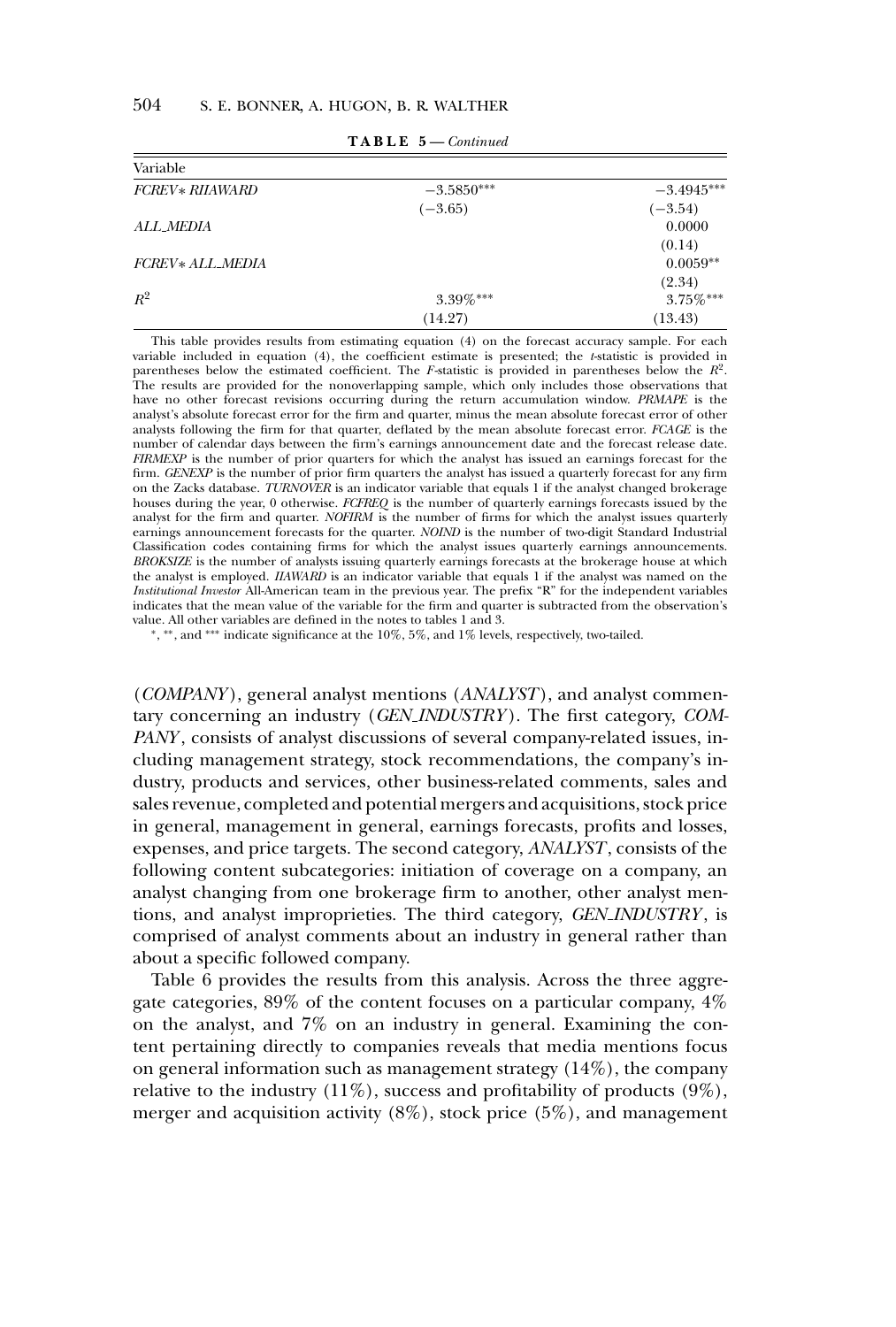**TABLE 5** — *Continued*

| Variable | | |
|---|---|---|
| *FCREV∗ RIIAWARD* | −3.5850*** | −3.4945*** |
| | (−3.65) | (−3.54) |
| *ALL_MEDIA* | | 0.0000 |
| | | (0.14) |
| *FCREV∗ ALL_MEDIA* | | 0.0059** |
| | | (2.34) |
| $R^2$ | 3.39%*** | 3.75%*** |
| | (14.27) | (13.43) |

This table provides results from estimating equation (4) on the forecast accuracy sample. For each variable included in equation (4), the coefficient estimate is presented; the *t*-statistic is provided in parentheses below the estimated coefficient. The *F*-statistic is provided in parentheses below the $R^2$. The results are provided for the nonoverlapping sample, which only includes those observations that have no other forecast revisions occurring during the return accumulation window. *PRMAPE* is the analyst's absolute forecast error for the firm and quarter, minus the mean absolute forecast error of other analysts following the firm for that quarter, deflated by the mean absolute forecast error. *FCAGE* is the number of calendar days between the firm's earnings announcement date and the forecast release date. *FIRMEXP* is the number of prior quarters for which the analyst has issued an earnings forecast for the firm. *GENEXP* is the number of prior firm quarters the analyst has issued a quarterly forecast for any firm on the Zacks database. *TURNOVER* is an indicator variable that equals 1 if the analyst changed brokerage houses during the year, 0 otherwise. *FCFREQ* is the number of quarterly earnings forecasts issued by the analyst for the firm and quarter. *NOFIRM* is the number of firms for which the analyst issues quarterly earnings announcement forecasts for the quarter. *NOIND* is the number of two-digit Standard Industrial Classification codes containing firms for which the analyst issues quarterly earnings announcements. *BROKSIZE* is the number of analysts issuing quarterly earnings forecasts at the brokerage house at which the analyst is employed. *IIAWARD* is an indicator variable that equals 1 if the analyst was named on the *Institutional Investor* All-American team in the previous year. The prefix "R" for the independent variables indicates that the mean value of the variable for the firm and quarter is subtracted from the observation's value. All other variables are defined in the notes to tables 1 and 3.

*, **, and *** indicate significance at the 10%, 5%, and 1% levels, respectively, two-tailed.

(*COMPANY*), general analyst mentions (*ANALYST*), and analyst commentary concerning an industry (*GEN_INDUSTRY*). The first category, *COMPANY*, consists of analyst discussions of several company-related issues, including management strategy, stock recommendations, the company's industry, products and services, other business-related comments, sales and sales revenue, completed and potential mergers and acquisitions, stock price in general, management in general, earnings forecasts, profits and losses, expenses, and price targets. The second category, *ANALYST*, consists of the following content subcategories: initiation of coverage on a company, an analyst changing from one brokerage firm to another, other analyst mentions, and analyst improprieties. The third category, *GEN_INDUSTRY*, is comprised of analyst comments about an industry in general rather than about a specific followed company.

Table 6 provides the results from this analysis. Across the three aggregate categories, 89% of the content focuses on a particular company, 4% on the analyst, and 7% on an industry in general. Examining the content pertaining directly to companies reveals that media mentions focus on general information such as management strategy (14%), the company relative to the industry (11%), success and profitability of products (9%), merger and acquisition activity (8%), stock price (5%), and management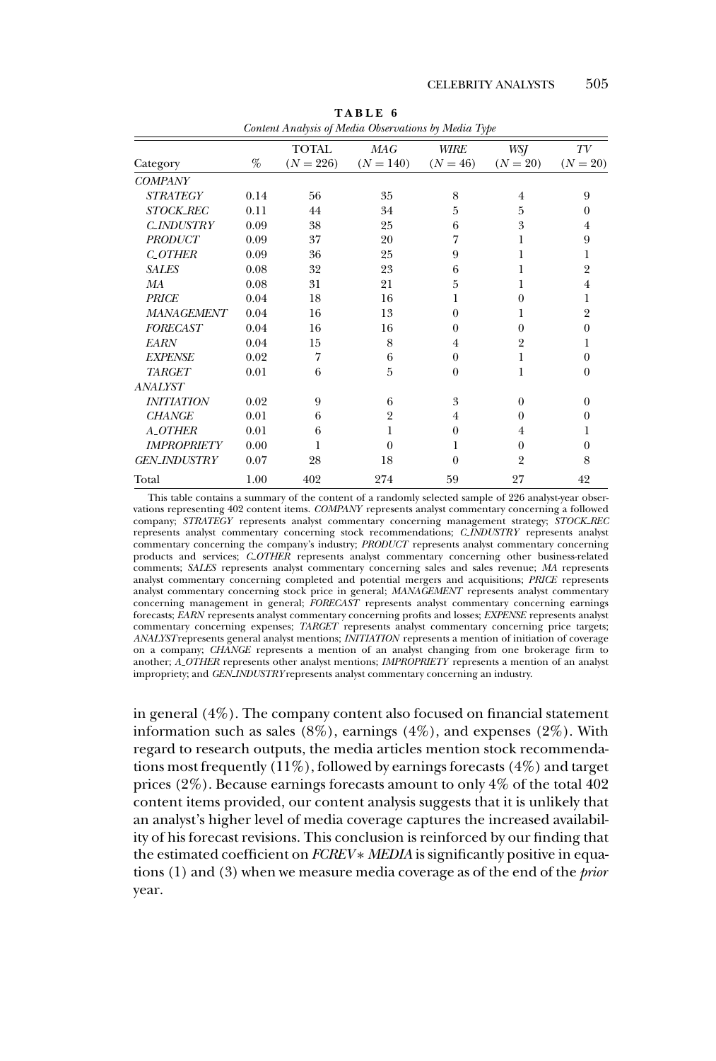**TABLE 6**

*Content Analysis of Media Observations by Media Type*

| Category | % | TOTAL ($N = 226$) | *MAG* ($N = 140$) | *WIRE* ($N = 46$) | *WSJ* ($N = 20$) | *TV* ($N = 20$) |
|---|---|---|---|---|---|---|
| *COMPANY* | | | | | | |
| *STRATEGY* | 0.14 | 56 | 35 | 8 | 4 | 9 |
| *STOCK_REC* | 0.11 | 44 | 34 | 5 | 5 | 0 |
| *C_INDUSTRY* | 0.09 | 38 | 25 | 6 | 3 | 4 |
| *PRODUCT* | 0.09 | 37 | 20 | 7 | 1 | 9 |
| *C_OTHER* | 0.09 | 36 | 25 | 9 | 1 | 1 |
| *SALES* | 0.08 | 32 | 23 | 6 | 1 | 2 |
| *MA* | 0.08 | 31 | 21 | 5 | 1 | 4 |
| *PRICE* | 0.04 | 18 | 16 | 1 | 0 | 1 |
| *MANAGEMENT* | 0.04 | 16 | 13 | 0 | 1 | 2 |
| *FORECAST* | 0.04 | 16 | 16 | 0 | 0 | 0 |
| *EARN* | 0.04 | 15 | 8 | 4 | 2 | 1 |
| *EXPENSE* | 0.02 | 7 | 6 | 0 | 1 | 0 |
| *TARGET* | 0.01 | 6 | 5 | 0 | 1 | 0 |
| *ANALYST* | | | | | | |
| *INITIATION* | 0.02 | 9 | 6 | 3 | 0 | 0 |
| *CHANGE* | 0.01 | 6 | 2 | 4 | 0 | 0 |
| *A_OTHER* | 0.01 | 6 | 1 | 0 | 4 | 1 |
| *IMPROPRIETY* | 0.00 | 1 | 0 | 1 | 0 | 0 |
| *GEN_INDUSTRY* | 0.07 | 28 | 18 | 0 | 2 | 8 |
| Total | 1.00 | 402 | 274 | 59 | 27 | 42 |

This table contains a summary of the content of a randomly selected sample of 226 analyst-year observations representing 402 content items. *COMPANY* represents analyst commentary concerning a followed company; *STRATEGY* represents analyst commentary concerning management strategy; *STOCK_REC* represents analyst commentary concerning stock recommendations; *C_INDUSTRY* represents analyst commentary concerning the company's industry; *PRODUCT* represents analyst commentary concerning products and services; *C_OTHER* represents analyst commentary concerning other business-related comments; *SALES* represents analyst commentary concerning sales and sales revenue; *MA* represents analyst commentary concerning completed and potential mergers and acquisitions; *PRICE* represents analyst commentary concerning stock price in general; *MANAGEMENT* represents analyst commentary concerning management in general; *FORECAST* represents analyst commentary concerning earnings forecasts; *EARN* represents analyst commentary concerning profits and losses; *EXPENSE* represents analyst commentary concerning expenses; *TARGET* represents analyst commentary concerning price targets; *ANALYST* represents general analyst mentions; *INITIATION* represents a mention of initiation of coverage on a company; *CHANGE* represents a mention of an analyst changing from one brokerage firm to another; *A_OTHER* represents other analyst mentions; *IMPROPRIETY* represents a mention of an analyst impropriety; and *GEN_INDUSTRY* represents analyst commentary concerning an industry.

in general (4%). The company content also focused on financial statement information such as sales (8%), earnings (4%), and expenses (2%). With regard to research outputs, the media articles mention stock recommendations most frequently (11%), followed by earnings forecasts (4%) and target prices (2%). Because earnings forecasts amount to only 4% of the total 402 content items provided, our content analysis suggests that it is unlikely that an analyst's higher level of media coverage captures the increased availability of his forecast revisions. This conclusion is reinforced by our finding that the estimated coefficient on *FCREV* ∗ *MEDIA* is significantly positive in equations (1) and (3) when we measure media coverage as of the end of the *prior* year.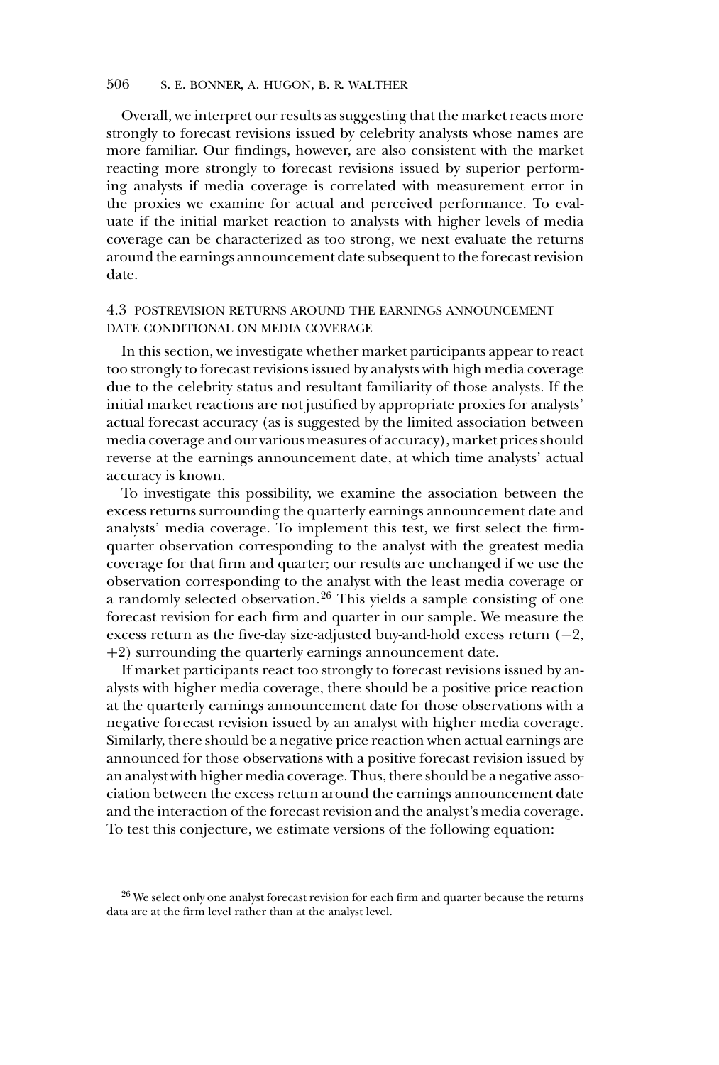Overall, we interpret our results as suggesting that the market reacts more strongly to forecast revisions issued by celebrity analysts whose names are more familiar. Our findings, however, are also consistent with the market reacting more strongly to forecast revisions issued by superior performing analysts if media coverage is correlated with measurement error in the proxies we examine for actual and perceived performance. To evaluate if the initial market reaction to analysts with higher levels of media coverage can be characterized as too strong, we next evaluate the returns around the earnings announcement date subsequent to the forecast revision date.

### 4.3 POSTREVISION RETURNS AROUND THE EARNINGS ANNOUNCEMENT DATE CONDITIONAL ON MEDIA COVERAGE

In this section, we investigate whether market participants appear to react too strongly to forecast revisions issued by analysts with high media coverage due to the celebrity status and resultant familiarity of those analysts. If the initial market reactions are not justified by appropriate proxies for analysts' actual forecast accuracy (as is suggested by the limited association between media coverage and our various measures of accuracy), market prices should reverse at the earnings announcement date, at which time analysts' actual accuracy is known.

To investigate this possibility, we examine the association between the excess returns surrounding the quarterly earnings announcement date and analysts' media coverage. To implement this test, we first select the firm-quarter observation corresponding to the analyst with the greatest media coverage for that firm and quarter; our results are unchanged if we use the observation corresponding to the analyst with the least media coverage or a randomly selected observation.[26] This yields a sample consisting of one forecast revision for each firm and quarter in our sample. We measure the excess return as the five-day size-adjusted buy-and-hold excess return ($-2$, $+2$) surrounding the quarterly earnings announcement date.

If market participants react too strongly to forecast revisions issued by analysts with higher media coverage, there should be a positive price reaction at the quarterly earnings announcement date for those observations with a negative forecast revision issued by an analyst with higher media coverage. Similarly, there should be a negative price reaction when actual earnings are announced for those observations with a positive forecast revision issued by an analyst with higher media coverage. Thus, there should be a negative association between the excess return around the earnings announcement date and the interaction of the forecast revision and the analyst's media coverage. To test this conjecture, we estimate versions of the following equation:

[26] We select only one analyst forecast revision for each firm and quarter because the returns data are at the firm level rather than at the analyst level.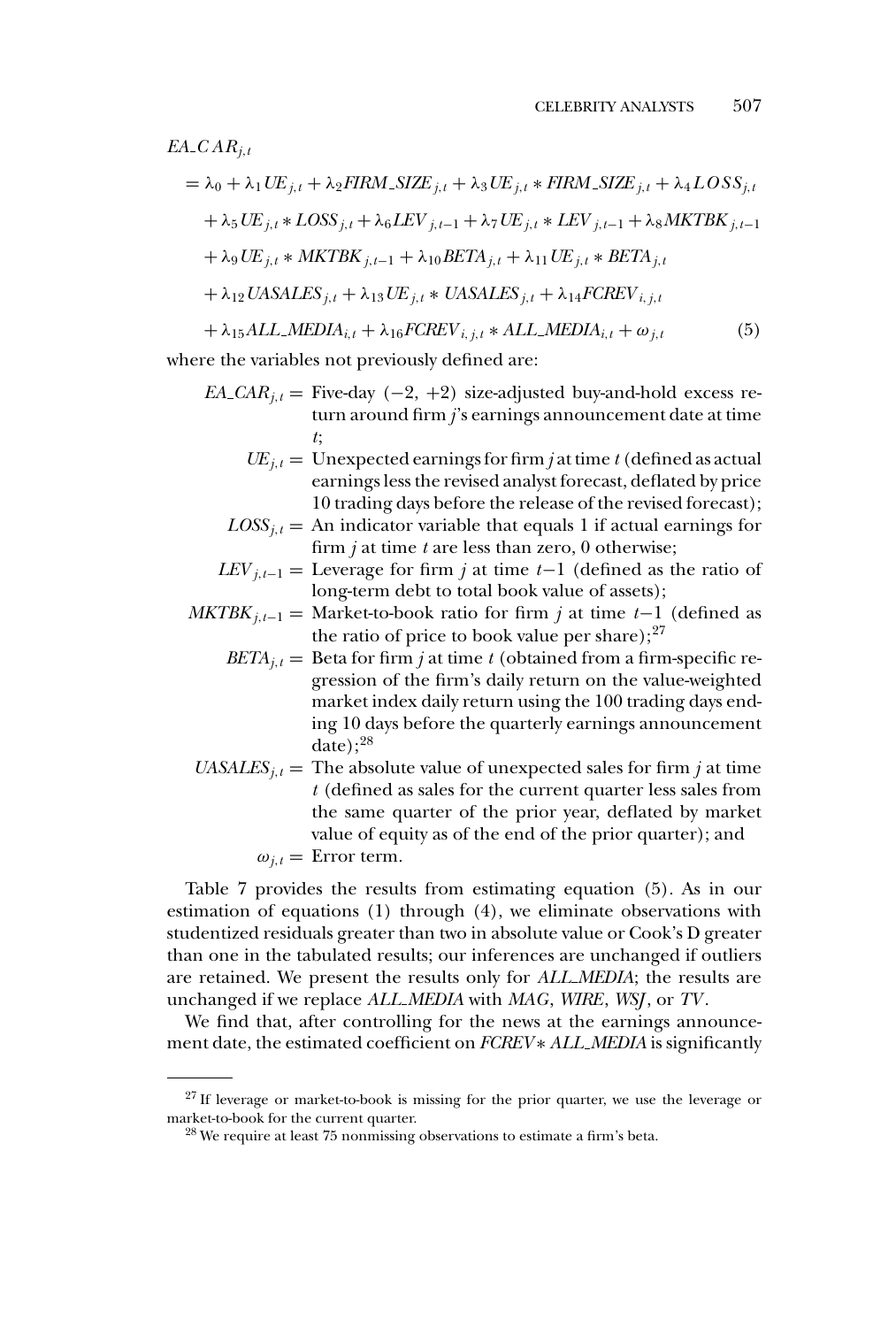$$
\begin{aligned}
EA\_CAR_{j,t} &= \lambda_0 + \lambda_1 UE_{j,t} + \lambda_2 FIRM\_SIZE_{j,t} + \lambda_3 UE_{j,t} * FIRM\_SIZE_{j,t} + \lambda_4 LOSS_{j,t} \\
&\quad + \lambda_5 UE_{j,t} * LOSS_{j,t} + \lambda_6 LEV_{j,t-1} + \lambda_7 UE_{j,t} * LEV_{j,t-1} + \lambda_8 MKTBK_{j,t-1} \\
&\quad + \lambda_9 UE_{j,t} * MKTBK_{j,t-1} + \lambda_{10} BETA_{j,t} + \lambda_{11} UE_{j,t} * BETA_{j,t} \\
&\quad + \lambda_{12} UASALES_{j,t} + \lambda_{13} UE_{j,t} * UASALES_{j,t} + \lambda_{14} FCREV_{i,j,t} \\
&\quad + \lambda_{15} ALL\_MEDIA_{i,t} + \lambda_{16} FCREV_{i,j,t} * ALL\_MEDIA_{i,t} + \omega_{j,t} \qquad (5)
\end{aligned}
$$

where the variables not previously defined are:

- $EA\_CAR_{j,t}$ = Five-day (−2, +2) size-adjusted buy-and-hold excess return around firm $j$'s earnings announcement date at time $t$;
- $UE_{j,t}$ = Unexpected earnings for firm $j$ at time $t$ (defined as actual earnings less the revised analyst forecast, deflated by price 10 trading days before the release of the revised forecast);
- $LOSS_{j,t}$ = An indicator variable that equals 1 if actual earnings for firm $j$ at time $t$ are less than zero, 0 otherwise;
- $LEV_{j,t-1}$ = Leverage for firm $j$ at time $t-1$ (defined as the ratio of long-term debt to total book value of assets);
- $MKTBK_{j,t-1}$ = Market-to-book ratio for firm $j$ at time $t-1$ (defined as the ratio of price to book value per share);[27]
- $BETA_{j,t}$ = Beta for firm $j$ at time $t$ (obtained from a firm-specific regression of the firm's daily return on the value-weighted market index daily return using the 100 trading days ending 10 days before the quarterly earnings announcement date);[28]
- $UASALES_{j,t}$ = The absolute value of unexpected sales for firm $j$ at time $t$ (defined as sales for the current quarter less sales from the same quarter of the prior year, deflated by market value of equity as of the end of the prior quarter); and
- $\omega_{j,t}$ = Error term.

Table 7 provides the results from estimating equation (5). As in our estimation of equations (1) through (4), we eliminate observations with studentized residuals greater than two in absolute value or Cook's D greater than one in the tabulated results; our inferences are unchanged if outliers are retained. We present the results only for *ALL_MEDIA*; the results are unchanged if we replace *ALL_MEDIA* with *MAG*, *WIRE*, *WSJ*, or *TV*.

We find that, after controlling for the news at the earnings announcement date, the estimated coefficient on *FCREV* ∗ *ALL_MEDIA* is significantly

---

[27] If leverage or market-to-book is missing for the prior quarter, we use the leverage or market-to-book for the current quarter.

[28] We require at least 75 nonmissing observations to estimate a firm's beta.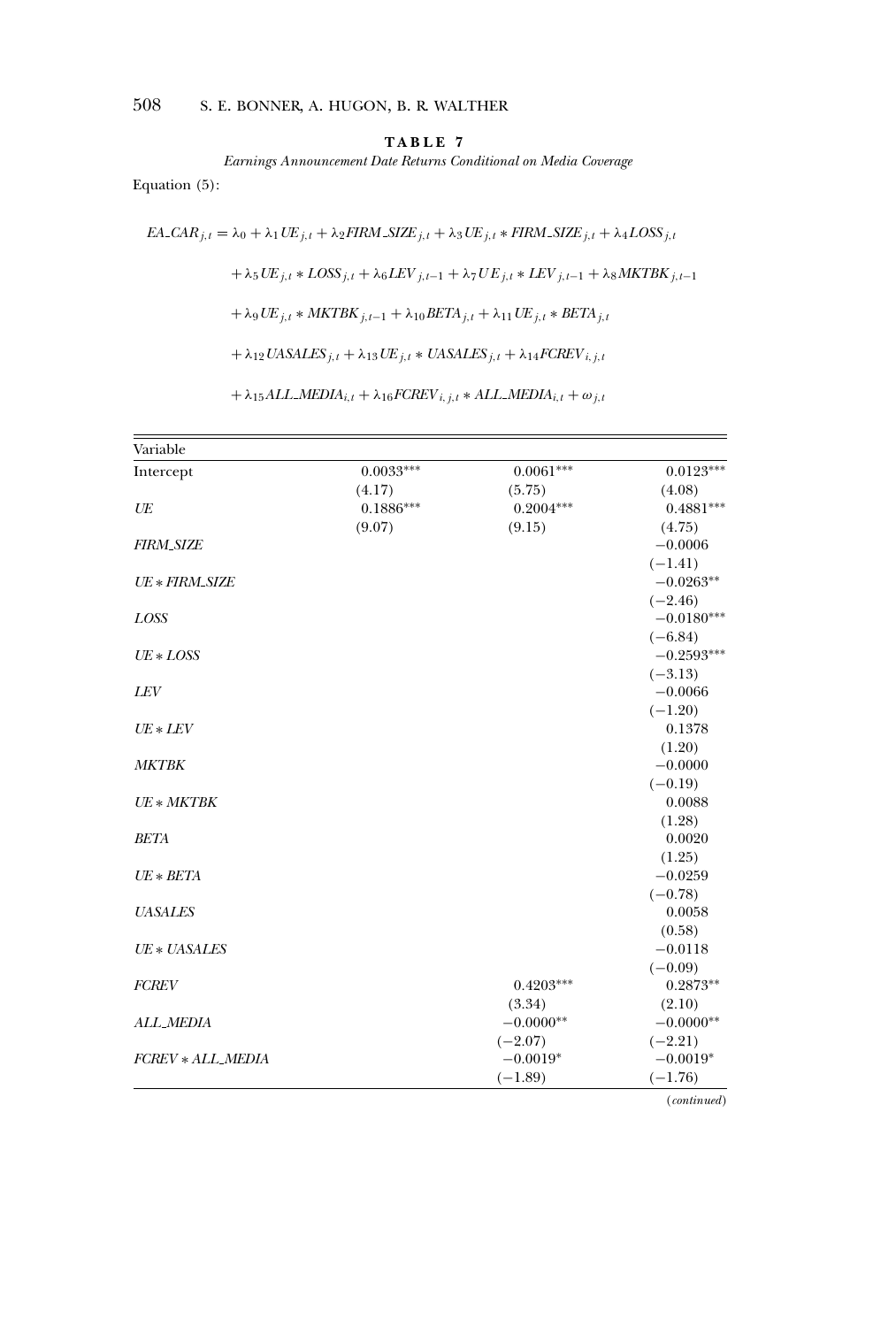**TABLE 7**

*Earnings Announcement Date Returns Conditional on Media Coverage*

Equation (5):

$$
\begin{aligned}
EA\_CAR_{j,t} = {} & \lambda_0 + \lambda_1 UE_{j,t} + \lambda_2 FIRM\_SIZE_{j,t} + \lambda_3 UE_{j,t} * FIRM\_SIZE_{j,t} + \lambda_4 LOSS_{j,t} \\
& + \lambda_5 UE_{j,t} * LOSS_{j,t} + \lambda_6 LEV_{j,t-1} + \lambda_7 UE_{j,t} * LEV_{j,t-1} + \lambda_8 MKTBK_{j,t-1} \\
& + \lambda_9 UE_{j,t} * MKTBK_{j,t-1} + \lambda_{10} BETA_{j,t} + \lambda_{11} UE_{j,t} * BETA_{j,t} \\
& + \lambda_{12} UASALES_{j,t} + \lambda_{13} UE_{j,t} * UASALES_{j,t} + \lambda_{14} FCREV_{i,j,t} \\
& + \lambda_{15} ALL\_MEDIA_{i,t} + \lambda_{16} FCREV_{i,j,t} * ALL\_MEDIA_{i,t} + \omega_{j,t}
\end{aligned}
$$

| Variable | | | |
|---|---|---|---|
| Intercept | 0.0033*** | 0.0061*** | 0.0123*** |
| | (4.17) | (5.75) | (4.08) |
| *UE* | 0.1886*** | 0.2004*** | 0.4881*** |
| | (9.07) | (9.15) | (4.75) |
| *FIRM_SIZE* | | | −0.0006 |
| | | | (−1.41) |
| *UE * FIRM_SIZE* | | | −0.0263** |
| | | | (−2.46) |
| *LOSS* | | | −0.0180*** |
| | | | (−6.84) |
| *UE * LOSS* | | | −0.2593*** |
| | | | (−3.13) |
| *LEV* | | | −0.0066 |
| | | | (−1.20) |
| *UE * LEV* | | | 0.1378 |
| | | | (1.20) |
| *MKTBK* | | | −0.0000 |
| | | | (−0.19) |
| *UE * MKTBK* | | | 0.0088 |
| | | | (1.28) |
| *BETA* | | | 0.0020 |
| | | | (1.25) |
| *UE * BETA* | | | −0.0259 |
| | | | (−0.78) |
| *UASALES* | | | 0.0058 |
| | | | (0.58) |
| *UE * UASALES* | | | −0.0118 |
| | | | (−0.09) |
| *FCREV* | | 0.4203*** | 0.2873** |
| | | (3.34) | (2.10) |
| *ALL_MEDIA* | | −0.0000** | −0.0000** |
| | | (−2.07) | (−2.21) |
| *FCREV * ALL_MEDIA* | | −0.0019* | −0.0019* |
| | | (−1.89) | (−1.76) |

(*continued*)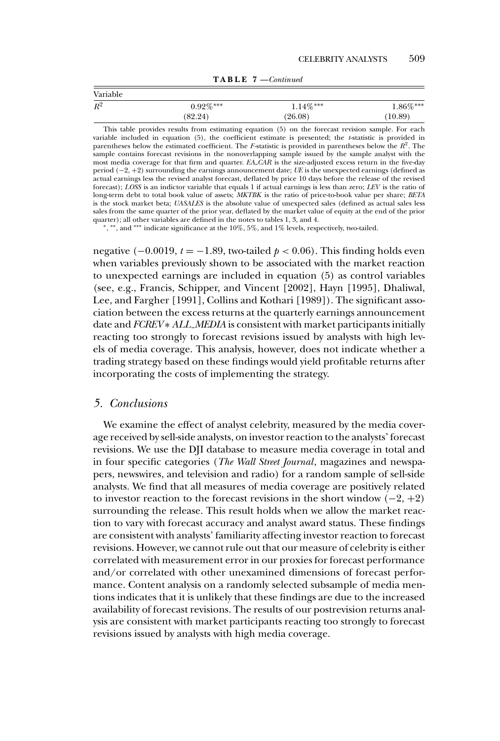**TABLE 7** —*Continued*

| Variable | | | |
|---|---|---|---|
| $R^2$ | 0.92%*** | 1.14%*** | 1.86%*** |
| | (82.24) | (26.08) | (10.89) |

This table provides results from estimating equation (5) on the forecast revision sample. For each variable included in equation (5), the coefficient estimate is presented; the *t*-statistic is provided in parentheses below the estimated coefficient. The *F*-statistic is provided in parentheses below the $R^2$. The sample contains forecast revisions in the nonoverlapping sample issued by the sample analyst with the most media coverage for that firm and quarter. *EA_CAR* is the size-adjusted excess return in the five-day period (−2, +2) surrounding the earnings announcement date; *UE* is the unexpected earnings (defined as actual earnings less the revised analyst forecast, deflated by price 10 days before the release of the revised forecast); *LOSS* is an indictor variable that equals 1 if actual earnings is less than zero; *LEV* is the ratio of long-term debt to total book value of assets; *MKTBK* is the ratio of price-to-book value per share; *BETA* is the stock market beta; *UASALES* is the absolute value of unexpected sales (defined as actual sales less sales from the same quarter of the prior year, deflated by the market value of equity at the end of the prior quarter); all other variables are defined in the notes to tables 1, 3, and 4.

*, **, and *** indicate significance at the 10%, 5%, and 1% levels, respectively, two-tailed.

negative (−0.0019, $t = -1.89$, two-tailed $p < 0.06$). This finding holds even when variables previously shown to be associated with the market reaction to unexpected earnings are included in equation (5) as control variables (see, e.g., Francis, Schipper, and Vincent [2002], Hayn [1995], Dhaliwal, Lee, and Fargher [1991], Collins and Kothari [1989]). The significant association between the excess returns at the quarterly earnings announcement date and *FCREV* ∗ *ALL_MEDIA* is consistent with market participants initially reacting too strongly to forecast revisions issued by analysts with high levels of media coverage. This analysis, however, does not indicate whether a trading strategy based on these findings would yield profitable returns after incorporating the costs of implementing the strategy.

## *5. Conclusions*

We examine the effect of analyst celebrity, measured by the media coverage received by sell-side analysts, on investor reaction to the analysts' forecast revisions. We use the DJI database to measure media coverage in total and in four specific categories (*The Wall Street Journal*, magazines and newspapers, newswires, and television and radio) for a random sample of sell-side analysts. We find that all measures of media coverage are positively related to investor reaction to the forecast revisions in the short window (−2, +2) surrounding the release. This result holds when we allow the market reaction to vary with forecast accuracy and analyst award status. These findings are consistent with analysts' familiarity affecting investor reaction to forecast revisions. However, we cannot rule out that our measure of celebrity is either correlated with measurement error in our proxies for forecast performance and/or correlated with other unexamined dimensions of forecast performance. Content analysis on a randomly selected subsample of media mentions indicates that it is unlikely that these findings are due to the increased availability of forecast revisions. The results of our postrevision returns analysis are consistent with market participants reacting too strongly to forecast revisions issued by analysts with high media coverage.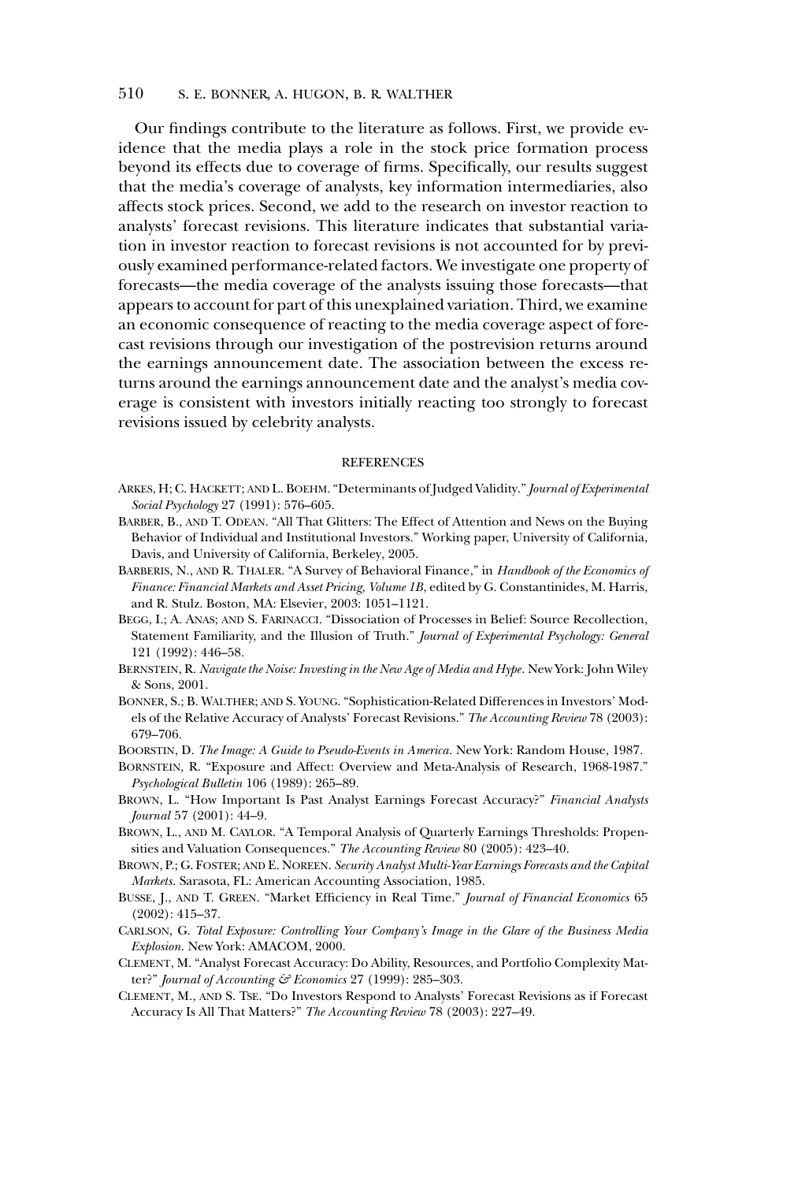Our findings contribute to the literature as follows. First, we provide evidence that the media plays a role in the stock price formation process beyond its effects due to coverage of firms. Specifically, our results suggest that the media's coverage of analysts, key information intermediaries, also affects stock prices. Second, we add to the research on investor reaction to analysts' forecast revisions. This literature indicates that substantial variation in investor reaction to forecast revisions is not accounted for by previously examined performance-related factors. We investigate one property of forecasts—the media coverage of the analysts issuing those forecasts—that appears to account for part of this unexplained variation. Third, we examine an economic consequence of reacting to the media coverage aspect of forecast revisions through our investigation of the postrevision returns around the earnings announcement date. The association between the excess returns around the earnings announcement date and the analyst's media coverage is consistent with investors initially reacting too strongly to forecast revisions issued by celebrity analysts.

## REFERENCES

ARKES, H; C. HACKETT; AND L. BOEHM. "Determinants of Judged Validity." *Journal of Experimental Social Psychology* 27 (1991): 576–605.

BARBER, B., AND T. ODEAN. "All That Glitters: The Effect of Attention and News on the Buying Behavior of Individual and Institutional Investors." Working paper, University of California, Davis, and University of California, Berkeley, 2005.

BARBERIS, N., AND R. THALER. "A Survey of Behavioral Finance," in *Handbook of the Economics of Finance: Financial Markets and Asset Pricing, Volume 1B*, edited by G. Constantinides, M. Harris, and R. Stulz. Boston, MA: Elsevier, 2003: 1051–1121.

BEGG, I.; A. ANAS; AND S. FARINACCI. "Dissociation of Processes in Belief: Source Recollection, Statement Familiarity, and the Illusion of Truth." *Journal of Experimental Psychology: General* 121 (1992): 446–58.

BERNSTEIN, R. *Navigate the Noise: Investing in the New Age of Media and Hype*. New York: John Wiley & Sons, 2001.

BONNER, S.; B. WALTHER; AND S. YOUNG. "Sophistication-Related Differences in Investors' Models of the Relative Accuracy of Analysts' Forecast Revisions." *The Accounting Review* 78 (2003): 679–706.

BOORSTIN, D. *The Image: A Guide to Pseudo-Events in America*. New York: Random House, 1987.

BORNSTEIN, R. "Exposure and Affect: Overview and Meta-Analysis of Research, 1968-1987." *Psychological Bulletin* 106 (1989): 265–89.

BROWN, L. "How Important Is Past Analyst Earnings Forecast Accuracy?" *Financial Analysts Journal* 57 (2001): 44–9.

BROWN, L., AND M. CAYLOR. "A Temporal Analysis of Quarterly Earnings Thresholds: Propensities and Valuation Consequences." *The Accounting Review* 80 (2005): 423–40.

BROWN, P.; G. FOSTER; AND E. NOREEN. *Security Analyst Multi-Year Earnings Forecasts and the Capital Markets*. Sarasota, FL: American Accounting Association, 1985.

BUSSE, J., AND T. GREEN. "Market Efficiency in Real Time." *Journal of Financial Economics* 65 (2002): 415–37.

CARLSON, G. *Total Exposure: Controlling Your Company's Image in the Glare of the Business Media Explosion*. New York: AMACOM, 2000.

CLEMENT, M. "Analyst Forecast Accuracy: Do Ability, Resources, and Portfolio Complexity Matter?" *Journal of Accounting & Economics* 27 (1999): 285–303.

CLEMENT, M., AND S. TSE. "Do Investors Respond to Analysts' Forecast Revisions as if Forecast Accuracy Is All That Matters?" *The Accounting Review* 78 (2003): 227–49.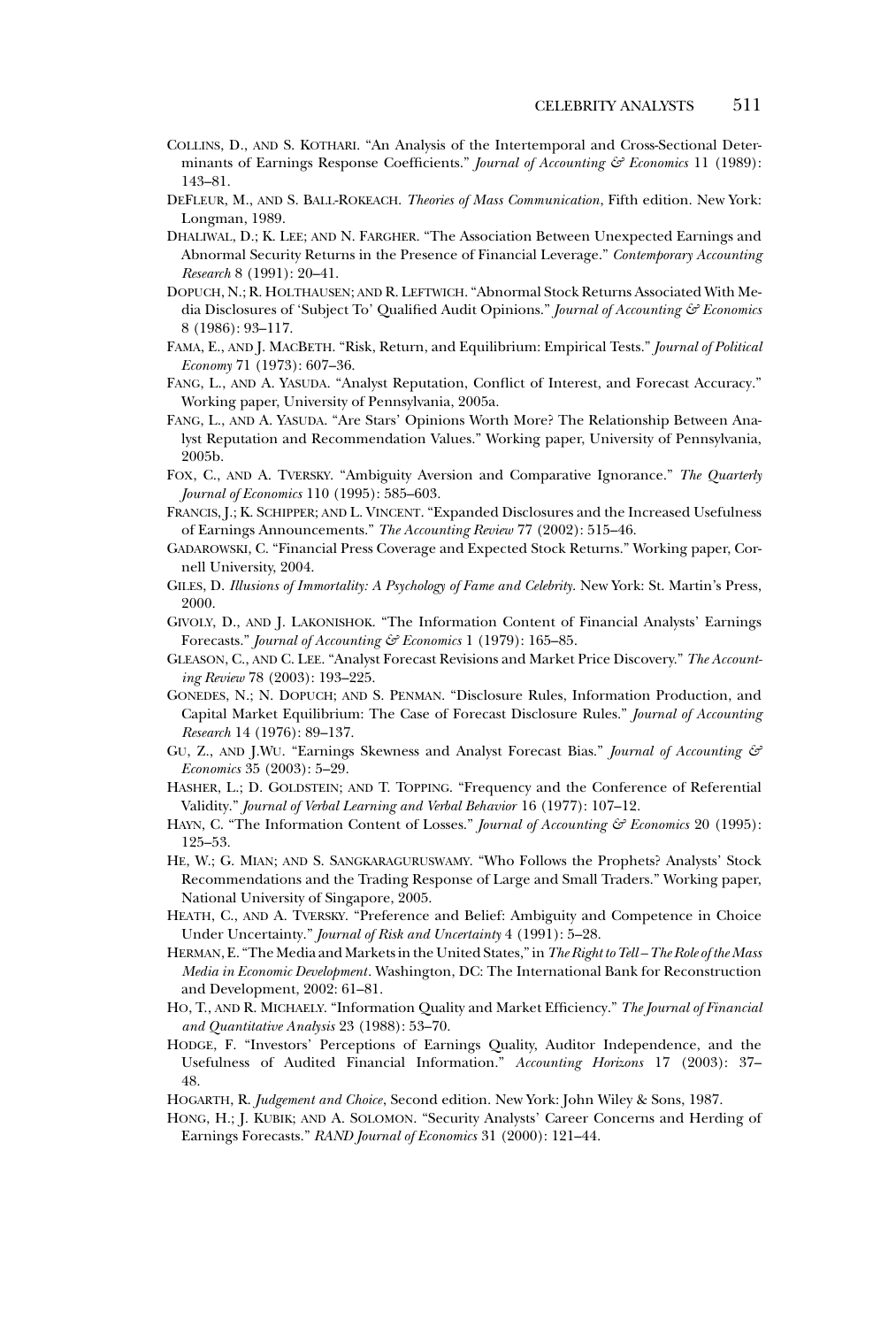Collins, D., and S. Kothari. "An Analysis of the Intertemporal and Cross-Sectional Determinants of Earnings Response Coefficients." *Journal of Accounting & Economics* 11 (1989): 143–81.

DeFleur, M., and S. Ball-Rokeach. *Theories of Mass Communication*, Fifth edition. New York: Longman, 1989.

Dhaliwal, D.; K. Lee; and N. Fargher. "The Association Between Unexpected Earnings and Abnormal Security Returns in the Presence of Financial Leverage." *Contemporary Accounting Research* 8 (1991): 20–41.

Dopuch, N.; R. Holthausen; and R. Leftwich. "Abnormal Stock Returns Associated With Media Disclosures of 'Subject To' Qualified Audit Opinions." *Journal of Accounting & Economics* 8 (1986): 93–117.

Fama, E., and J. MacBeth. "Risk, Return, and Equilibrium: Empirical Tests." *Journal of Political Economy* 71 (1973): 607–36.

Fang, L., and A. Yasuda. "Analyst Reputation, Conflict of Interest, and Forecast Accuracy." Working paper, University of Pennsylvania, 2005a.

Fang, L., and A. Yasuda. "Are Stars' Opinions Worth More? The Relationship Between Analyst Reputation and Recommendation Values." Working paper, University of Pennsylvania, 2005b.

Fox, C., and A. Tversky. "Ambiguity Aversion and Comparative Ignorance." *The Quarterly Journal of Economics* 110 (1995): 585–603.

Francis, J.; K. Schipper; and L. Vincent. "Expanded Disclosures and the Increased Usefulness of Earnings Announcements." *The Accounting Review* 77 (2002): 515–46.

Gadarowski, C. "Financial Press Coverage and Expected Stock Returns." Working paper, Cornell University, 2004.

Giles, D. *Illusions of Immortality: A Psychology of Fame and Celebrity*. New York: St. Martin's Press, 2000.

Givoly, D., and J. Lakonishok. "The Information Content of Financial Analysts' Earnings Forecasts." *Journal of Accounting & Economics* 1 (1979): 165–85.

Gleason, C., and C. Lee. "Analyst Forecast Revisions and Market Price Discovery." *The Accounting Review* 78 (2003): 193–225.

Gonedes, N.; N. Dopuch; and S. Penman. "Disclosure Rules, Information Production, and Capital Market Equilibrium: The Case of Forecast Disclosure Rules." *Journal of Accounting Research* 14 (1976): 89–137.

Gu, Z., and J.Wu. "Earnings Skewness and Analyst Forecast Bias." *Journal of Accounting & Economics* 35 (2003): 5–29.

Hasher, L.; D. Goldstein; and T. Topping. "Frequency and the Conference of Referential Validity." *Journal of Verbal Learning and Verbal Behavior* 16 (1977): 107–12.

Hayn, C. "The Information Content of Losses." *Journal of Accounting & Economics* 20 (1995): 125–53.

He, W.; G. Mian; and S. Sangkaraguruswamy. "Who Follows the Prophets? Analysts' Stock Recommendations and the Trading Response of Large and Small Traders." Working paper, National University of Singapore, 2005.

Heath, C., and A. Tversky. "Preference and Belief: Ambiguity and Competence in Choice Under Uncertainty." *Journal of Risk and Uncertainty* 4 (1991): 5–28.

Herman, E. "The Media and Markets in the United States," in *The Right to Tell – The Role of the Mass Media in Economic Development*. Washington, DC: The International Bank for Reconstruction and Development, 2002: 61–81.

Ho, T., and R. Michaely. "Information Quality and Market Efficiency." *The Journal of Financial and Quantitative Analysis* 23 (1988): 53–70.

Hodge, F. "Investors' Perceptions of Earnings Quality, Auditor Independence, and the Usefulness of Audited Financial Information." *Accounting Horizons* 17 (2003): 37–48.

Hogarth, R. *Judgement and Choice*, Second edition. New York: John Wiley & Sons, 1987.

Hong, H.; J. Kubik; and A. Solomon. "Security Analysts' Career Concerns and Herding of Earnings Forecasts." *RAND Journal of Economics* 31 (2000): 121–44.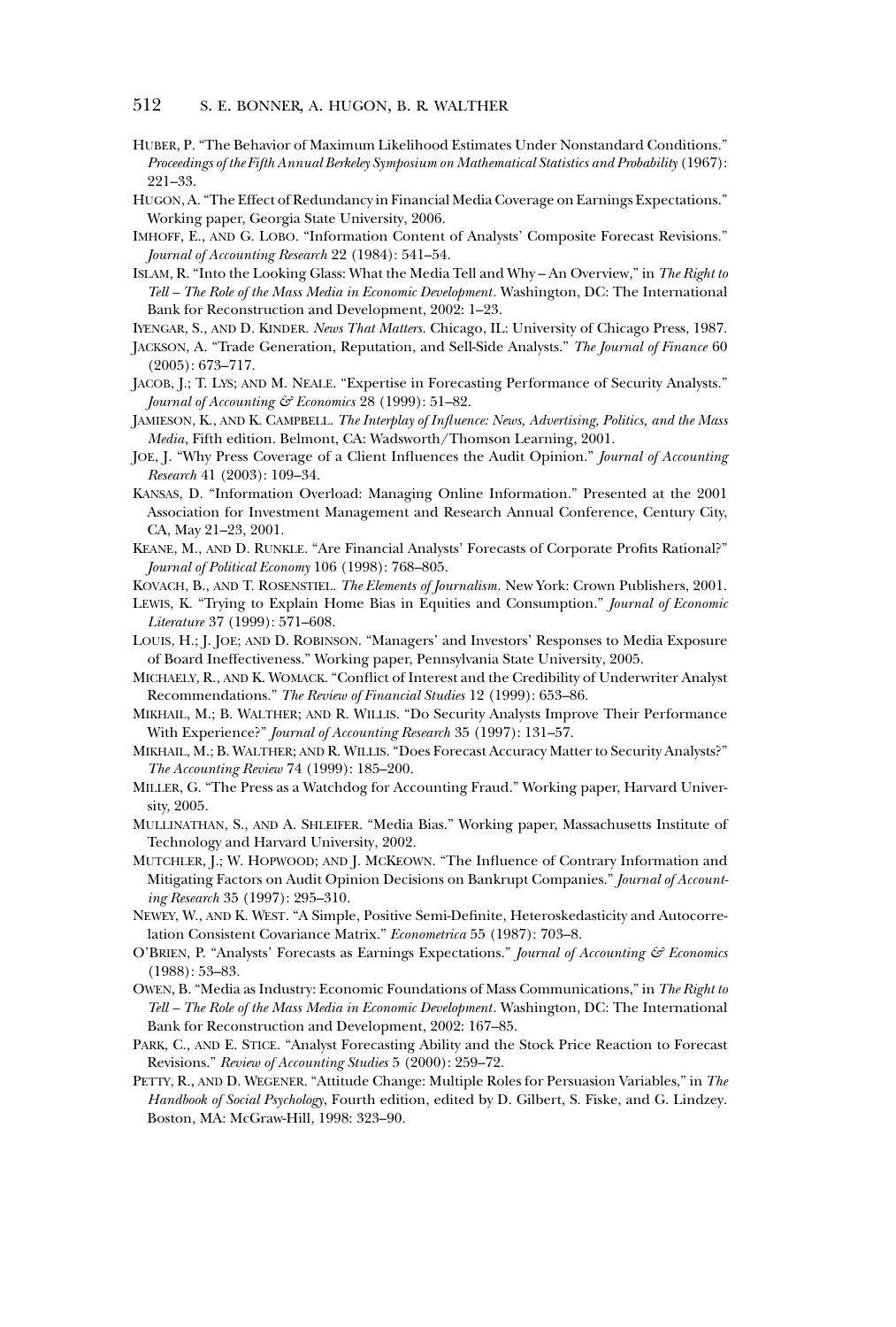HUBER, P. "The Behavior of Maximum Likelihood Estimates Under Nonstandard Conditions." *Proceedings of the Fifth Annual Berkeley Symposium on Mathematical Statistics and Probability* (1967): 221–33.

HUGON, A. "The Effect of Redundancy in Financial Media Coverage on Earnings Expectations." Working paper, Georgia State University, 2006.

IMHOFF, E., AND G. LOBO. "Information Content of Analysts' Composite Forecast Revisions." *Journal of Accounting Research* 22 (1984): 541–54.

ISLAM, R. "Into the Looking Glass: What the Media Tell and Why – An Overview," in *The Right to Tell – The Role of the Mass Media in Economic Development*. Washington, DC: The International Bank for Reconstruction and Development, 2002: 1–23.

IYENGAR, S., AND D. KINDER. *News That Matters*. Chicago, IL: University of Chicago Press, 1987.

JACKSON, A. "Trade Generation, Reputation, and Sell-Side Analysts." *The Journal of Finance* 60 (2005): 673–717.

JACOB, J.; T. LYS; AND M. NEALE. "Expertise in Forecasting Performance of Security Analysts." *Journal of Accounting & Economics* 28 (1999): 51–82.

JAMIESON, K., AND K. CAMPBELL. *The Interplay of Influence: News, Advertising, Politics, and the Mass Media*, Fifth edition. Belmont, CA: Wadsworth/Thomson Learning, 2001.

JOE, J. "Why Press Coverage of a Client Influences the Audit Opinion." *Journal of Accounting Research* 41 (2003): 109–34.

KANSAS, D. "Information Overload: Managing Online Information." Presented at the 2001 Association for Investment Management and Research Annual Conference, Century City, CA, May 21–23, 2001.

KEANE, M., AND D. RUNKLE. "Are Financial Analysts' Forecasts of Corporate Profits Rational?" *Journal of Political Economy* 106 (1998): 768–805.

KOVACH, B., AND T. ROSENSTIEL. *The Elements of Journalism*. New York: Crown Publishers, 2001.

LEWIS, K. "Trying to Explain Home Bias in Equities and Consumption." *Journal of Economic Literature* 37 (1999): 571–608.

LOUIS, H.; J. JOE; AND D. ROBINSON. "Managers' and Investors' Responses to Media Exposure of Board Ineffectiveness." Working paper, Pennsylvania State University, 2005.

MICHAELY, R., AND K. WOMACK. "Conflict of Interest and the Credibility of Underwriter Analyst Recommendations." *The Review of Financial Studies* 12 (1999): 653–86.

MIKHAIL, M.; B. WALTHER; AND R. WILLIS. "Do Security Analysts Improve Their Performance With Experience?" *Journal of Accounting Research* 35 (1997): 131–57.

MIKHAIL, M.; B. WALTHER; AND R. WILLIS. "Does Forecast Accuracy Matter to Security Analysts?" *The Accounting Review* 74 (1999): 185–200.

MILLER, G. "The Press as a Watchdog for Accounting Fraud." Working paper, Harvard University, 2005.

MULLINATHAN, S., AND A. SHLEIFER. "Media Bias." Working paper, Massachusetts Institute of Technology and Harvard University, 2002.

MUTCHLER, J.; W. HOPWOOD; AND J. MCKEOWN. "The Influence of Contrary Information and Mitigating Factors on Audit Opinion Decisions on Bankrupt Companies." *Journal of Accounting Research* 35 (1997): 295–310.

NEWEY, W., AND K. WEST. "A Simple, Positive Semi-Definite, Heteroskedasticity and Autocorrelation Consistent Covariance Matrix." *Econometrica* 55 (1987): 703–8.

O'BRIEN, P. "Analysts' Forecasts as Earnings Expectations." *Journal of Accounting & Economics* (1988): 53–83.

OWEN, B. "Media as Industry: Economic Foundations of Mass Communications," in *The Right to Tell – The Role of the Mass Media in Economic Development*. Washington, DC: The International Bank for Reconstruction and Development, 2002: 167–85.

PARK, C., AND E. STICE. "Analyst Forecasting Ability and the Stock Price Reaction to Forecast Revisions." *Review of Accounting Studies* 5 (2000): 259–72.

PETTY, R., AND D. WEGENER. "Attitude Change: Multiple Roles for Persuasion Variables," in *The Handbook of Social Psychology*, Fourth edition, edited by D. Gilbert, S. Fiske, and G. Lindzey. Boston, MA: McGraw-Hill, 1998: 323–90.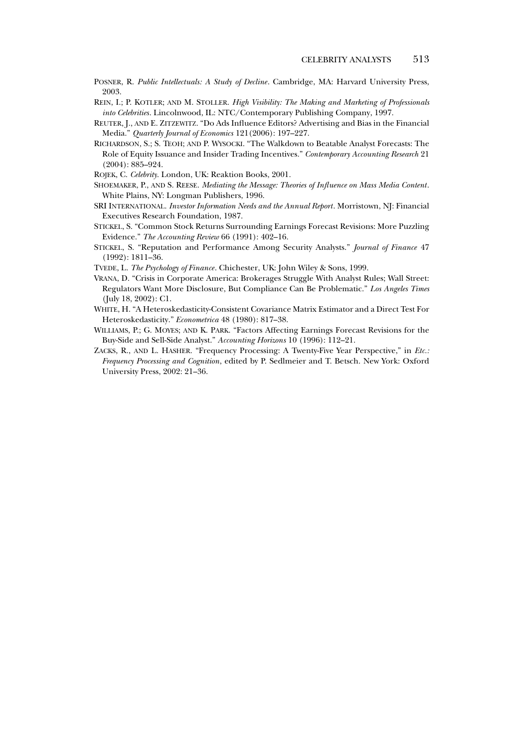Posner, R. *Public Intellectuals: A Study of Decline*. Cambridge, MA: Harvard University Press, 2003.

Rein, I.; P. Kotler; and M. Stoller. *High Visibility: The Making and Marketing of Professionals into Celebrities*. Lincolnwood, IL: NTC/Contemporary Publishing Company, 1997.

Reuter, J., and E. Zitzewitz. "Do Ads Influence Editors? Advertising and Bias in the Financial Media." *Quarterly Journal of Economics* 121(2006): 197–227.

Richardson, S.; S. Teoh; and P. Wysocki. "The Walkdown to Beatable Analyst Forecasts: The Role of Equity Issuance and Insider Trading Incentives." *Contemporary Accounting Research* 21 (2004): 885–924.

Rojek, C. *Celebrity*. London, UK: Reaktion Books, 2001.

Shoemaker, P., and S. Reese. *Mediating the Message: Theories of Influence on Mass Media Content*. White Plains, NY: Longman Publishers, 1996.

SRI International. *Investor Information Needs and the Annual Report*. Morristown, NJ: Financial Executives Research Foundation, 1987.

Stickel, S. "Common Stock Returns Surrounding Earnings Forecast Revisions: More Puzzling Evidence." *The Accounting Review* 66 (1991): 402–16.

Stickel, S. "Reputation and Performance Among Security Analysts." *Journal of Finance* 47 (1992): 1811–36.

Tvede, L. *The Psychology of Finance*. Chichester, UK: John Wiley & Sons, 1999.

Vrana, D. "Crisis in Corporate America: Brokerages Struggle With Analyst Rules; Wall Street: Regulators Want More Disclosure, But Compliance Can Be Problematic." *Los Angeles Times* (July 18, 2002): C1.

White, H. "A Heteroskedasticity-Consistent Covariance Matrix Estimator and a Direct Test For Heteroskedasticity." *Econometrica* 48 (1980): 817–38.

Williams, P.; G. Moyes; and K. Park. "Factors Affecting Earnings Forecast Revisions for the Buy-Side and Sell-Side Analyst." *Accounting Horizons* 10 (1996): 112–21.

Zacks, R., and L. Hasher. "Frequency Processing: A Twenty-Five Year Perspective," in *Etc.: Frequency Processing and Cognition*, edited by P. Sedlmeier and T. Betsch. New York: Oxford University Press, 2002: 21–36.